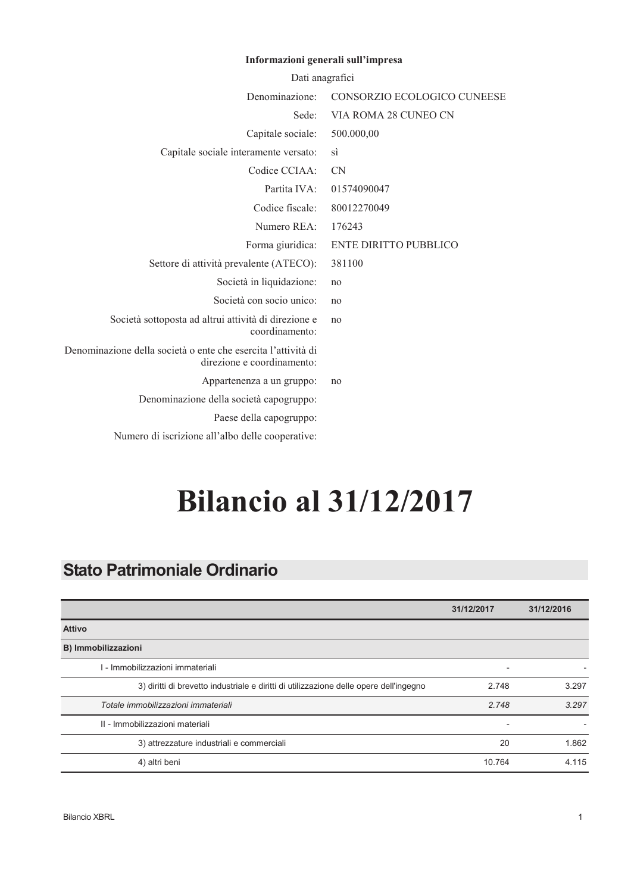**Informazioni generali sull'impresa**

Dati anagrafici

| | |
|---|---|
| Denominazione: | CONSORZIO ECOLOGICO CUNEESE |
| Sede: | VIA ROMA 28 CUNEO CN |
| Capitale sociale: | 500.000,00 |
| Capitale sociale interamente versato: | sì |
| Codice CCIAA: | CN |
| Partita IVA: | 01574090047 |
| Codice fiscale: | 80012270049 |
| Numero REA: | 176243 |
| Forma giuridica: | ENTE DIRITTO PUBBLICO |
| Settore di attività prevalente (ATECO): | 381100 |
| Società in liquidazione: | no |
| Società con socio unico: | no |
| Società sottoposta ad altrui attività di direzione e coordinamento: | no |
| Denominazione della società o ente che esercita l'attività di direzione e coordinamento: | |
| Appartenenza a un gruppo: | no |
| Denominazione della società capogruppo: | |
| Paese della capogruppo: | |
| Numero di iscrizione all'albo delle cooperative: | |

# Bilancio al 31/12/2017

## Stato Patrimoniale Ordinario

| | 31/12/2017 | 31/12/2016 |
|---|---|---|
| **Attivo** | | |
| **B) Immobilizzazioni** | | |
| I - Immobilizzazioni immateriali | - | - |
| 3) diritti di brevetto industriale e diritti di utilizzazione delle opere dell'ingegno | 2.748 | 3.297 |
| *Totale immobilizzazioni immateriali* | *2.748* | *3.297* |
| II - Immobilizzazioni materiali | - | - |
| 3) attrezzature industriali e commerciali | 20 | 1.862 |
| 4) altri beni | 10.764 | 4.115 |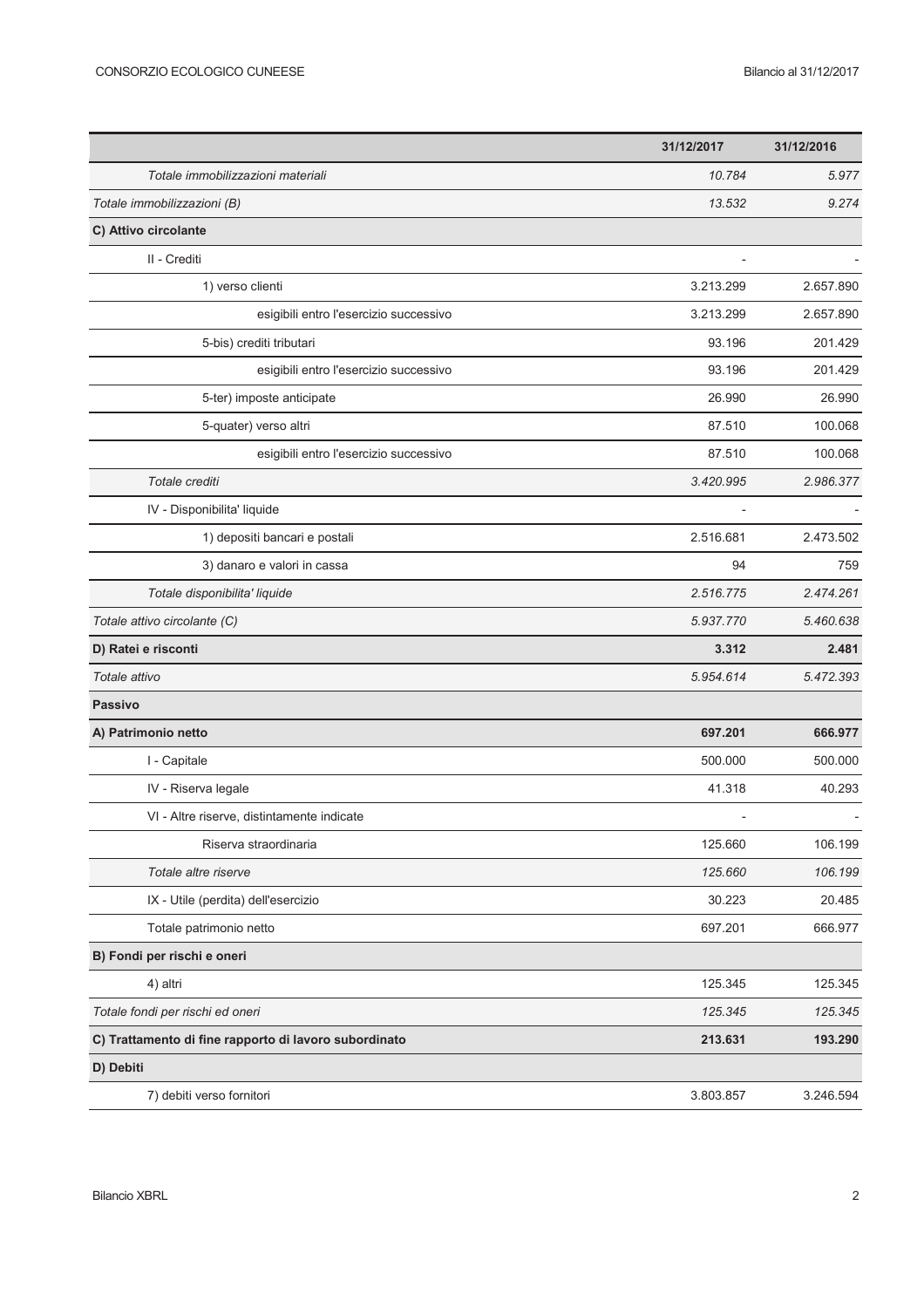| | 31/12/2017 | 31/12/2016 |
|---|---|---|
| *Totale immobilizzazioni materiali* | *10.784* | *5.977* |
| *Totale immobilizzazioni (B)* | *13.532* | *9.274* |
| **C) Attivo circolante** | | |
| II - Crediti | - | - |
| 1) verso clienti | 3.213.299 | 2.657.890 |
| esigibili entro l'esercizio successivo | 3.213.299 | 2.657.890 |
| 5-bis) crediti tributari | 93.196 | 201.429 |
| esigibili entro l'esercizio successivo | 93.196 | 201.429 |
| 5-ter) imposte anticipate | 26.990 | 26.990 |
| 5-quater) verso altri | 87.510 | 100.068 |
| esigibili entro l'esercizio successivo | 87.510 | 100.068 |
| *Totale crediti* | *3.420.995* | *2.986.377* |
| IV - Disponibilita' liquide | - | - |
| 1) depositi bancari e postali | 2.516.681 | 2.473.502 |
| 3) danaro e valori in cassa | 94 | 759 |
| *Totale disponibilita' liquide* | *2.516.775* | *2.474.261* |
| *Totale attivo circolante (C)* | *5.937.770* | *5.460.638* |
| **D) Ratei e risconti** | **3.312** | **2.481** |
| *Totale attivo* | *5.954.614* | *5.472.393* |
| **Passivo** | | |
| **A) Patrimonio netto** | **697.201** | **666.977** |
| I - Capitale | 500.000 | 500.000 |
| IV - Riserva legale | 41.318 | 40.293 |
| VI - Altre riserve, distintamente indicate | - | - |
| Riserva straordinaria | 125.660 | 106.199 |
| *Totale altre riserve* | *125.660* | *106.199* |
| IX - Utile (perdita) dell'esercizio | 30.223 | 20.485 |
| Totale patrimonio netto | 697.201 | 666.977 |
| **B) Fondi per rischi e oneri** | | |
| 4) altri | 125.345 | 125.345 |
| *Totale fondi per rischi ed oneri* | *125.345* | *125.345* |
| **C) Trattamento di fine rapporto di lavoro subordinato** | **213.631** | **193.290** |
| **D) Debiti** | | |
| 7) debiti verso fornitori | 3.803.857 | 3.246.594 |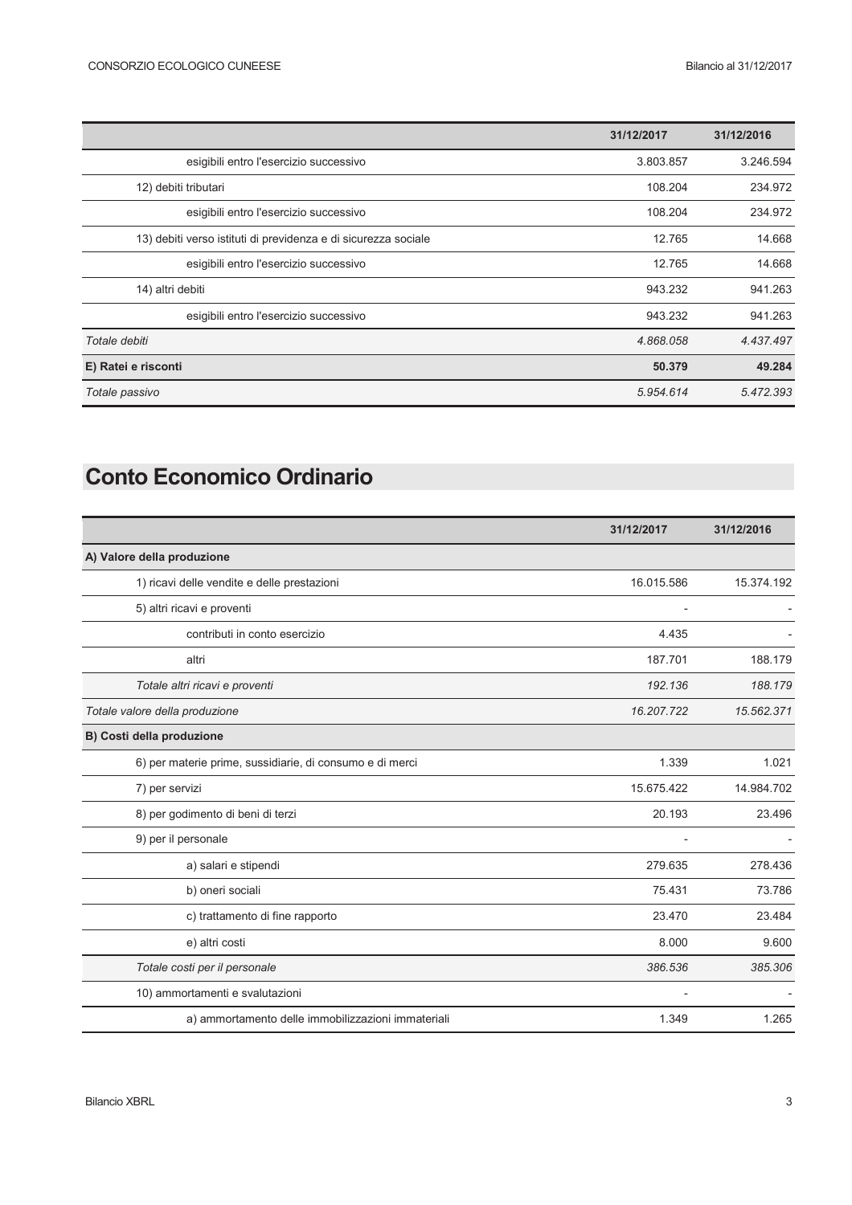| | 31/12/2017 | 31/12/2016 |
|---|---|---|
| esigibili entro l'esercizio successivo | 3.803.857 | 3.246.594 |
| 12) debiti tributari | 108.204 | 234.972 |
| esigibili entro l'esercizio successivo | 108.204 | 234.972 |
| 13) debiti verso istituti di previdenza e di sicurezza sociale | 12.765 | 14.668 |
| esigibili entro l'esercizio successivo | 12.765 | 14.668 |
| 14) altri debiti | 943.232 | 941.263 |
| esigibili entro l'esercizio successivo | 943.232 | 941.263 |
| *Totale debiti* | *4.868.058* | *4.437.497* |
| **E) Ratei e risconti** | **50.379** | **49.284** |
| *Totale passivo* | *5.954.614* | *5.472.393* |

## Conto Economico Ordinario

| | 31/12/2017 | 31/12/2016 |
|---|---|---|
| **A) Valore della produzione** | | |
| 1) ricavi delle vendite e delle prestazioni | 16.015.586 | 15.374.192 |
| 5) altri ricavi e proventi | - | - |
| contributi in conto esercizio | 4.435 | - |
| altri | 187.701 | 188.179 |
| *Totale altri ricavi e proventi* | *192.136* | *188.179* |
| *Totale valore della produzione* | *16.207.722* | *15.562.371* |
| **B) Costi della produzione** | | |
| 6) per materie prime, sussidiarie, di consumo e di merci | 1.339 | 1.021 |
| 7) per servizi | 15.675.422 | 14.984.702 |
| 8) per godimento di beni di terzi | 20.193 | 23.496 |
| 9) per il personale | - | - |
| a) salari e stipendi | 279.635 | 278.436 |
| b) oneri sociali | 75.431 | 73.786 |
| c) trattamento di fine rapporto | 23.470 | 23.484 |
| e) altri costi | 8.000 | 9.600 |
| *Totale costi per il personale* | *386.536* | *385.306* |
| 10) ammortamenti e svalutazioni | - | - |
| a) ammortamento delle immobilizzazioni immateriali | 1.349 | 1.265 |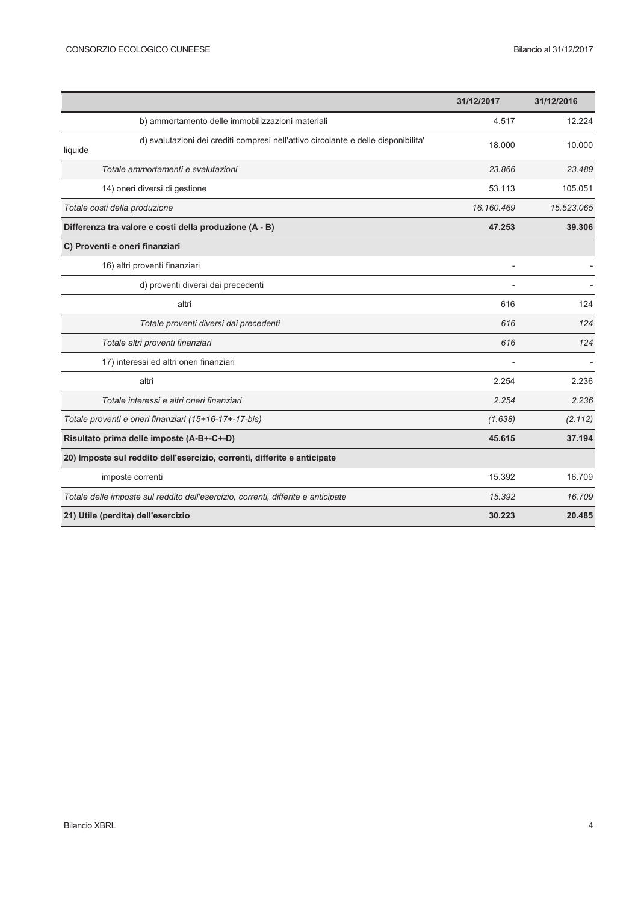| | 31/12/2017 | 31/12/2016 |
|---|---|---|
| b) ammortamento delle immobilizzazioni materiali | 4.517 | 12.224 |
| d) svalutazioni dei crediti compresi nell'attivo circolante e delle disponibilita' liquide | 18.000 | 10.000 |
| *Totale ammortamenti e svalutazioni* | *23.866* | *23.489* |
| 14) oneri diversi di gestione | 53.113 | 105.051 |
| *Totale costi della produzione* | *16.160.469* | *15.523.065* |
| **Differenza tra valore e costi della produzione (A - B)** | **47.253** | **39.306** |
| **C) Proventi e oneri finanziari** | | |
| 16) altri proventi finanziari | - | - |
| d) proventi diversi dai precedenti | - | - |
| altri | 616 | 124 |
| *Totale proventi diversi dai precedenti* | *616* | *124* |
| *Totale altri proventi finanziari* | *616* | *124* |
| 17) interessi ed altri oneri finanziari | - | - |
| altri | 2.254 | 2.236 |
| *Totale interessi e altri oneri finanziari* | *2.254* | *2.236* |
| *Totale proventi e oneri finanziari (15+16-17+-17-bis)* | *(1.638)* | *(2.112)* |
| **Risultato prima delle imposte (A-B+-C+-D)** | **45.615** | **37.194** |
| **20) Imposte sul reddito dell'esercizio, correnti, differite e anticipate** | | |
| imposte correnti | 15.392 | 16.709 |
| *Totale delle imposte sul reddito dell'esercizio, correnti, differite e anticipate* | *15.392* | *16.709* |
| **21) Utile (perdita) dell'esercizio** | **30.223** | **20.485** |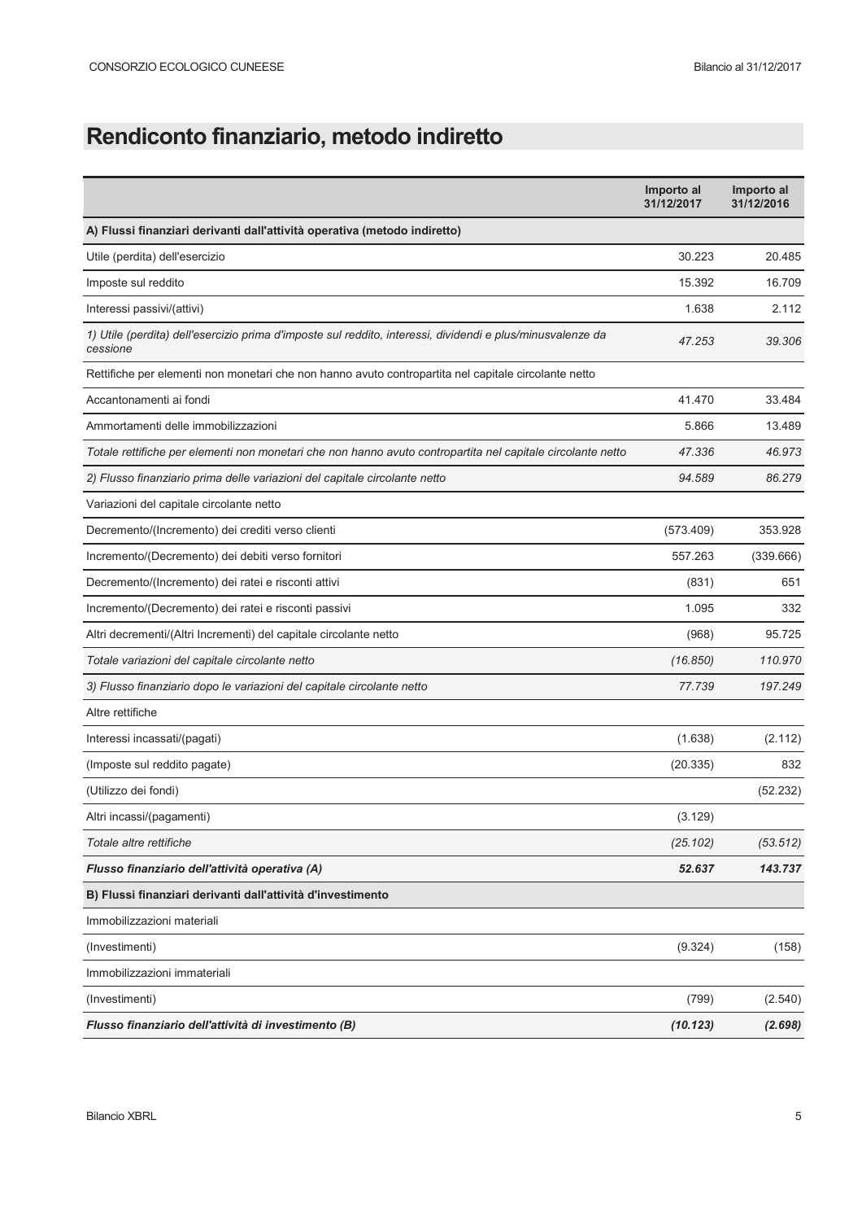# Rendiconto finanziario, metodo indiretto

| | Importo al 31/12/2017 | Importo al 31/12/2016 |
|---|---|---|
| **A) Flussi finanziari derivanti dall'attività operativa (metodo indiretto)** | | |
| Utile (perdita) dell'esercizio | 30.223 | 20.485 |
| Imposte sul reddito | 15.392 | 16.709 |
| Interessi passivi/(attivi) | 1.638 | 2.112 |
| *1) Utile (perdita) dell'esercizio prima d'imposte sul reddito, interessi, dividendi e plus/minusvalenze da cessione* | *47.253* | *39.306* |
| Rettifiche per elementi non monetari che non hanno avuto contropartita nel capitale circolante netto | | |
| Accantonamenti ai fondi | 41.470 | 33.484 |
| Ammortamenti delle immobilizzazioni | 5.866 | 13.489 |
| *Totale rettifiche per elementi non monetari che non hanno avuto contropartita nel capitale circolante netto* | *47.336* | *46.973* |
| *2) Flusso finanziario prima delle variazioni del capitale circolante netto* | *94.589* | *86.279* |
| Variazioni del capitale circolante netto | | |
| Decremento/(Incremento) dei crediti verso clienti | (573.409) | 353.928 |
| Incremento/(Decremento) dei debiti verso fornitori | 557.263 | (339.666) |
| Decremento/(Incremento) dei ratei e risconti attivi | (831) | 651 |
| Incremento/(Decremento) dei ratei e risconti passivi | 1.095 | 332 |
| Altri decrementi/(Altri Incrementi) del capitale circolante netto | (968) | 95.725 |
| *Totale variazioni del capitale circolante netto* | *(16.850)* | *110.970* |
| *3) Flusso finanziario dopo le variazioni del capitale circolante netto* | *77.739* | *197.249* |
| Altre rettifiche | | |
| Interessi incassati/(pagati) | (1.638) | (2.112) |
| (Imposte sul reddito pagate) | (20.335) | 832 |
| (Utilizzo dei fondi) | | (52.232) |
| Altri incassi/(pagamenti) | (3.129) | |
| *Totale altre rettifiche* | *(25.102)* | *(53.512)* |
| ***Flusso finanziario dell'attività operativa (A)*** | ***52.637*** | ***143.737*** |
| **B) Flussi finanziari derivanti dall'attività d'investimento** | | |
| Immobilizzazioni materiali | | |
| (Investimenti) | (9.324) | (158) |
| Immobilizzazioni immateriali | | |
| (Investimenti) | (799) | (2.540) |
| ***Flusso finanziario dell'attività di investimento (B)*** | ***(10.123)*** | ***(2.698)*** |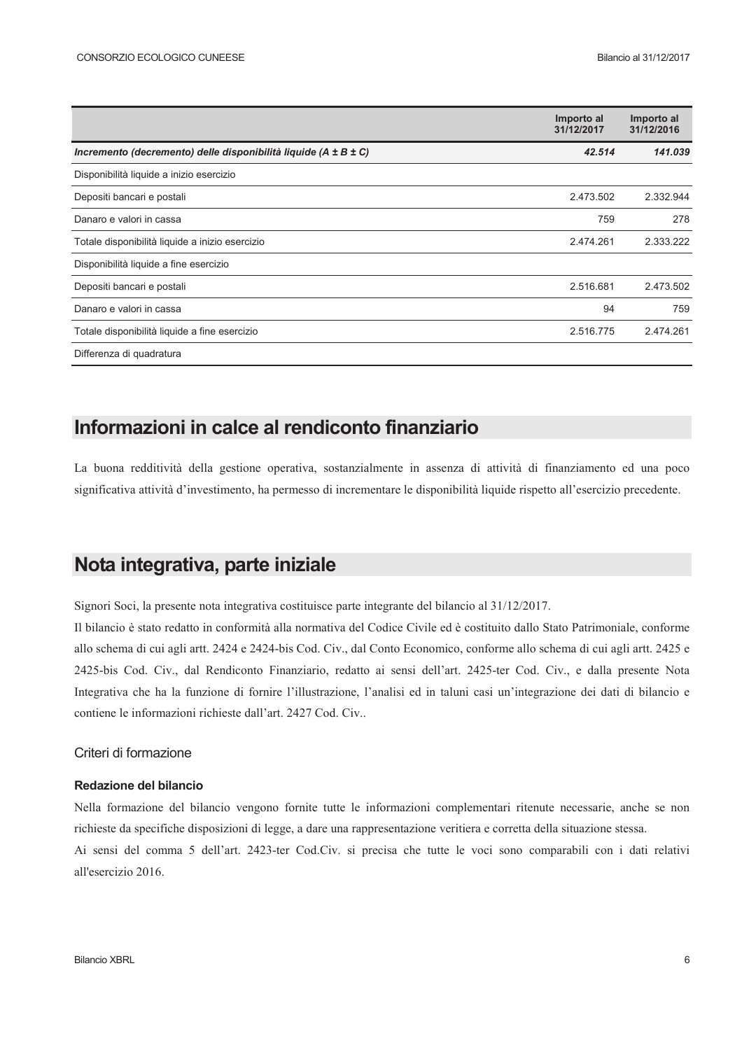| | Importo al 31/12/2017 | Importo al 31/12/2016 |
|---|---|---|
| ***Incremento (decremento) delle disponibilità liquide (A ± B ± C)*** | ***42.514*** | ***141.039*** |
| Disponibilità liquide a inizio esercizio | | |
| Depositi bancari e postali | 2.473.502 | 2.332.944 |
| Danaro e valori in cassa | 759 | 278 |
| Totale disponibilità liquide a inizio esercizio | 2.474.261 | 2.333.222 |
| Disponibilità liquide a fine esercizio | | |
| Depositi bancari e postali | 2.516.681 | 2.473.502 |
| Danaro e valori in cassa | 94 | 759 |
| Totale disponibilità liquide a fine esercizio | 2.516.775 | 2.474.261 |
| Differenza di quadratura | | |

## Informazioni in calce al rendiconto finanziario

La buona redditività della gestione operativa, sostanzialmente in assenza di attività di finanziamento ed una poco significativa attività d'investimento, ha permesso di incrementare le disponibilità liquide rispetto all'esercizio precedente.

## Nota integrativa, parte iniziale

Signori Soci, la presente nota integrativa costituisce parte integrante del bilancio al 31/12/2017.

Il bilancio è stato redatto in conformità alla normativa del Codice Civile ed è costituito dallo Stato Patrimoniale, conforme allo schema di cui agli artt. 2424 e 2424-bis Cod. Civ., dal Conto Economico, conforme allo schema di cui agli artt. 2425 e 2425-bis Cod. Civ., dal Rendiconto Finanziario, redatto ai sensi dell'art. 2425-ter Cod. Civ., e dalla presente Nota Integrativa che ha la funzione di fornire l'illustrazione, l'analisi ed in taluni casi un'integrazione dei dati di bilancio e contiene le informazioni richieste dall'art. 2427 Cod. Civ..

### Criteri di formazione

#### Redazione del bilancio

Nella formazione del bilancio vengono fornite tutte le informazioni complementari ritenute necessarie, anche se non richieste da specifiche disposizioni di legge, a dare una rappresentazione veritiera e corretta della situazione stessa.

Ai sensi del comma 5 dell'art. 2423-ter Cod.Civ. si precisa che tutte le voci sono comparabili con i dati relativi all'esercizio 2016.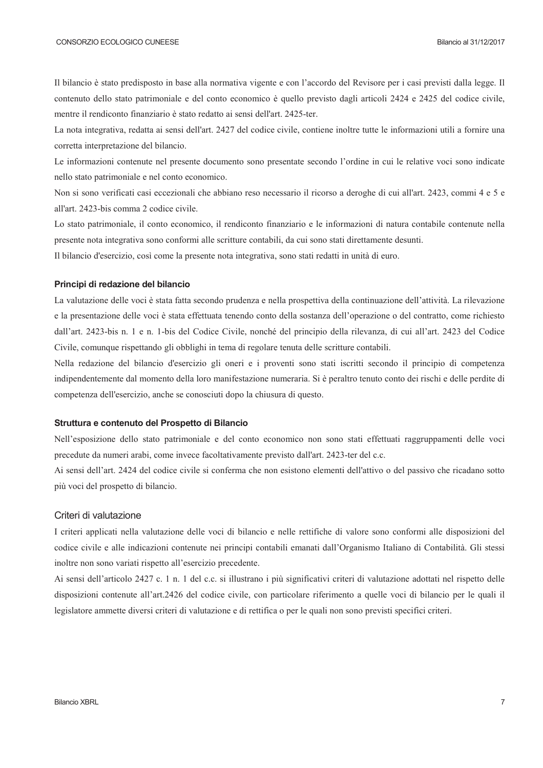Il bilancio è stato predisposto in base alla normativa vigente e con l'accordo del Revisore per i casi previsti dalla legge. Il contenuto dello stato patrimoniale e del conto economico è quello previsto dagli articoli 2424 e 2425 del codice civile, mentre il rendiconto finanziario è stato redatto ai sensi dell'art. 2425-ter.

La nota integrativa, redatta ai sensi dell'art. 2427 del codice civile, contiene inoltre tutte le informazioni utili a fornire una corretta interpretazione del bilancio.

Le informazioni contenute nel presente documento sono presentate secondo l'ordine in cui le relative voci sono indicate nello stato patrimoniale e nel conto economico.

Non si sono verificati casi eccezionali che abbiano reso necessario il ricorso a deroghe di cui all'art. 2423, commi 4 e 5 e all'art. 2423-bis comma 2 codice civile.

Lo stato patrimoniale, il conto economico, il rendiconto finanziario e le informazioni di natura contabile contenute nella presente nota integrativa sono conformi alle scritture contabili, da cui sono stati direttamente desunti.

Il bilancio d'esercizio, così come la presente nota integrativa, sono stati redatti in unità di euro.

### Principi di redazione del bilancio

La valutazione delle voci è stata fatta secondo prudenza e nella prospettiva della continuazione dell'attività. La rilevazione e la presentazione delle voci è stata effettuata tenendo conto della sostanza dell'operazione o del contratto, come richiesto dall'art. 2423-bis n. 1 e n. 1-bis del Codice Civile, nonché del principio della rilevanza, di cui all'art. 2423 del Codice Civile, comunque rispettando gli obblighi in tema di regolare tenuta delle scritture contabili.

Nella redazione del bilancio d'esercizio gli oneri e i proventi sono stati iscritti secondo il principio di competenza indipendentemente dal momento della loro manifestazione numeraria. Si è peraltro tenuto conto dei rischi e delle perdite di competenza dell'esercizio, anche se conosciuti dopo la chiusura di questo.

### Struttura e contenuto del Prospetto di Bilancio

Nell'esposizione dello stato patrimoniale e del conto economico non sono stati effettuati raggruppamenti delle voci precedute da numeri arabi, come invece facoltativamente previsto dall'art. 2423-ter del c.c.

Ai sensi dell'art. 2424 del codice civile si conferma che non esistono elementi dell'attivo o del passivo che ricadano sotto più voci del prospetto di bilancio.

## Criteri di valutazione

I criteri applicati nella valutazione delle voci di bilancio e nelle rettifiche di valore sono conformi alle disposizioni del codice civile e alle indicazioni contenute nei principi contabili emanati dall'Organismo Italiano di Contabilità. Gli stessi inoltre non sono variati rispetto all'esercizio precedente.

Ai sensi dell'articolo 2427 c. 1 n. 1 del c.c. si illustrano i più significativi criteri di valutazione adottati nel rispetto delle disposizioni contenute all'art.2426 del codice civile, con particolare riferimento a quelle voci di bilancio per le quali il legislatore ammette diversi criteri di valutazione e di rettifica o per le quali non sono previsti specifici criteri.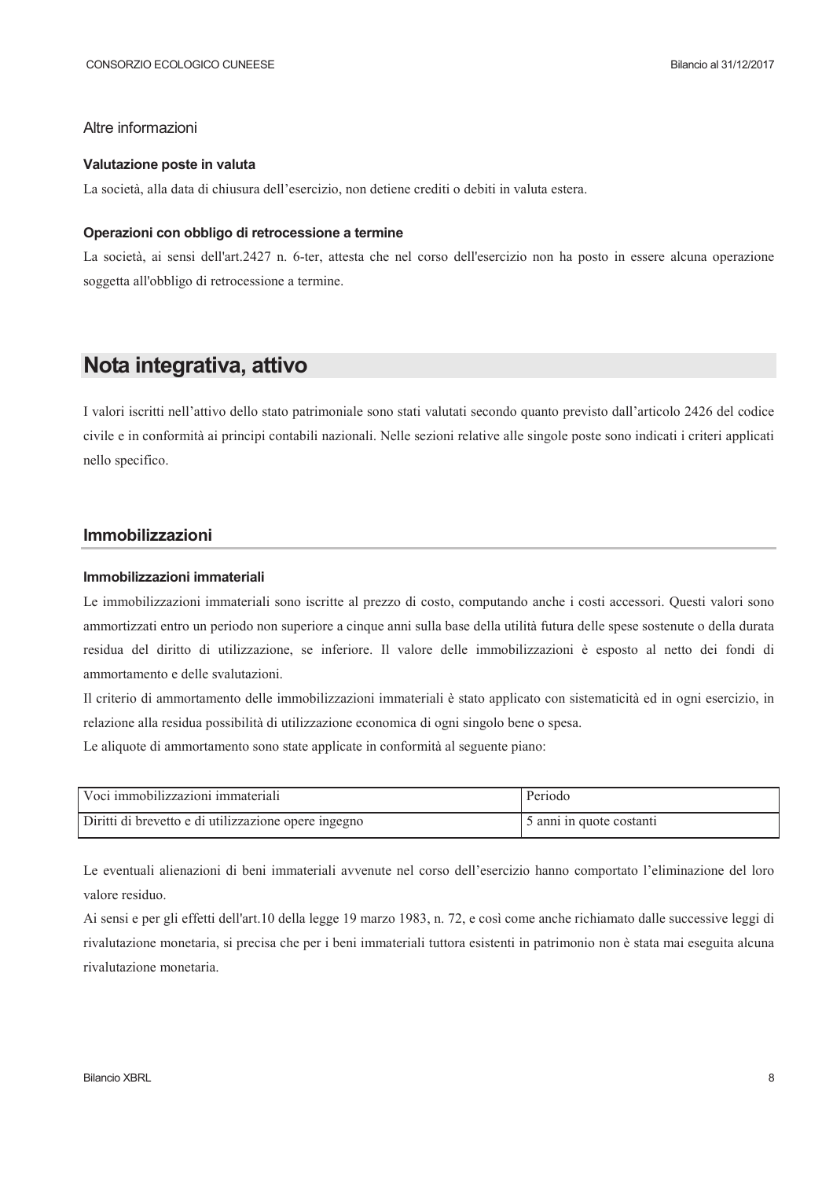Altre informazioni

#### Valutazione poste in valuta

La società, alla data di chiusura dell'esercizio, non detiene crediti o debiti in valuta estera.

#### Operazioni con obbligo di retrocessione a termine

La società, ai sensi dell'art.2427 n. 6-ter, attesta che nel corso dell'esercizio non ha posto in essere alcuna operazione soggetta all'obbligo di retrocessione a termine.

## Nota integrativa, attivo

I valori iscritti nell'attivo dello stato patrimoniale sono stati valutati secondo quanto previsto dall'articolo 2426 del codice civile e in conformità ai principi contabili nazionali. Nelle sezioni relative alle singole poste sono indicati i criteri applicati nello specifico.

### Immobilizzazioni

#### Immobilizzazioni immateriali

Le immobilizzazioni immateriali sono iscritte al prezzo di costo, computando anche i costi accessori. Questi valori sono ammortizzati entro un periodo non superiore a cinque anni sulla base della utilità futura delle spese sostenute o della durata residua del diritto di utilizzazione, se inferiore. Il valore delle immobilizzazioni è esposto al netto dei fondi di ammortamento e delle svalutazioni.

Il criterio di ammortamento delle immobilizzazioni immateriali è stato applicato con sistematicità ed in ogni esercizio, in relazione alla residua possibilità di utilizzazione economica di ogni singolo bene o spesa.

Le aliquote di ammortamento sono state applicate in conformità al seguente piano:

| Voci immobilizzazioni immateriali | Periodo |
| --- | --- |
| Diritti di brevetto e di utilizzazione opere ingegno | 5 anni in quote costanti |

Le eventuali alienazioni di beni immateriali avvenute nel corso dell'esercizio hanno comportato l'eliminazione del loro valore residuo.

Ai sensi e per gli effetti dell'art.10 della legge 19 marzo 1983, n. 72, e così come anche richiamato dalle successive leggi di rivalutazione monetaria, si precisa che per i beni immateriali tuttora esistenti in patrimonio non è stata mai eseguita alcuna rivalutazione monetaria.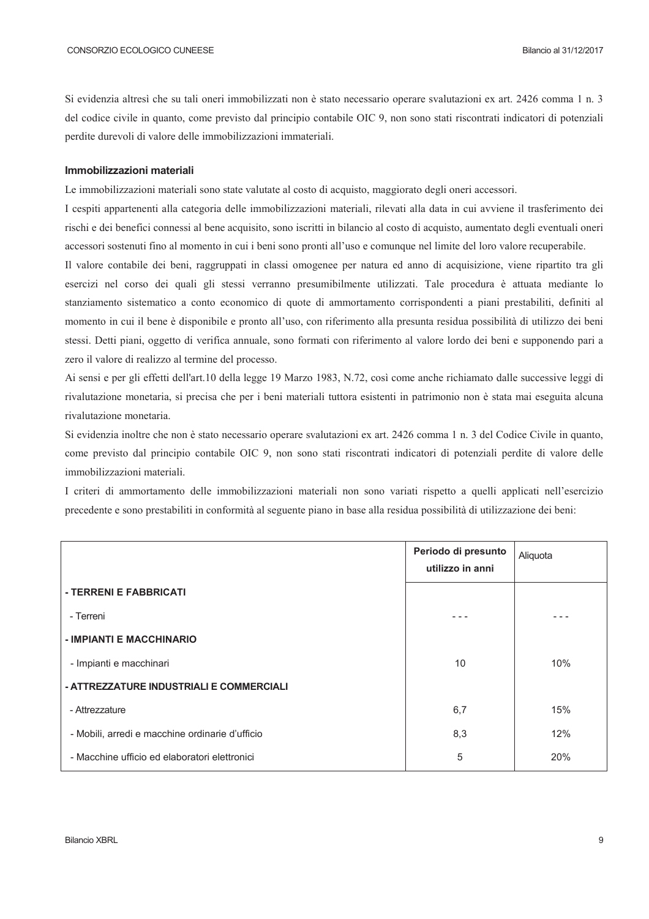Si evidenzia altresì che su tali oneri immobilizzati non è stato necessario operare svalutazioni ex art. 2426 comma 1 n. 3 del codice civile in quanto, come previsto dal principio contabile OIC 9, non sono stati riscontrati indicatori di potenziali perdite durevoli di valore delle immobilizzazioni immateriali.

### Immobilizzazioni materiali

Le immobilizzazioni materiali sono state valutate al costo di acquisto, maggiorato degli oneri accessori.

I cespiti appartenenti alla categoria delle immobilizzazioni materiali, rilevati alla data in cui avviene il trasferimento dei rischi e dei benefici connessi al bene acquisito, sono iscritti in bilancio al costo di acquisto, aumentato degli eventuali oneri accessori sostenuti fino al momento in cui i beni sono pronti all'uso e comunque nel limite del loro valore recuperabile.

Il valore contabile dei beni, raggruppati in classi omogenee per natura ed anno di acquisizione, viene ripartito tra gli esercizi nel corso dei quali gli stessi verranno presumibilmente utilizzati. Tale procedura è attuata mediante lo stanziamento sistematico a conto economico di quote di ammortamento corrispondenti a piani prestabiliti, definiti al momento in cui il bene è disponibile e pronto all'uso, con riferimento alla presunta residua possibilità di utilizzo dei beni stessi. Detti piani, oggetto di verifica annuale, sono formati con riferimento al valore lordo dei beni e supponendo pari a zero il valore di realizzo al termine del processo.

Ai sensi e per gli effetti dell'art.10 della legge 19 Marzo 1983, N.72, così come anche richiamato dalle successive leggi di rivalutazione monetaria, si precisa che per i beni materiali tuttora esistenti in patrimonio non è stata mai eseguita alcuna rivalutazione monetaria.

Si evidenzia inoltre che non è stato necessario operare svalutazioni ex art. 2426 comma 1 n. 3 del Codice Civile in quanto, come previsto dal principio contabile OIC 9, non sono stati riscontrati indicatori di potenziali perdite di valore delle immobilizzazioni materiali.

I criteri di ammortamento delle immobilizzazioni materiali non sono variati rispetto a quelli applicati nell'esercizio precedente e sono prestabiliti in conformità al seguente piano in base alla residua possibilità di utilizzazione dei beni:

| | Periodo di presunto utilizzo in anni | Aliquota |
|---|---|---|
| **- TERRENI E FABBRICATI** | | |
| - Terreni | - - - | - - - |
| **- IMPIANTI E MACCHINARIO** | | |
| - Impianti e macchinari | 10 | 10% |
| **- ATTREZZATURE INDUSTRIALI E COMMERCIALI** | | |
| - Attrezzature | 6,7 | 15% |
| - Mobili, arredi e macchine ordinarie d'ufficio | 8,3 | 12% |
| - Macchine ufficio ed elaboratori elettronici | 5 | 20% |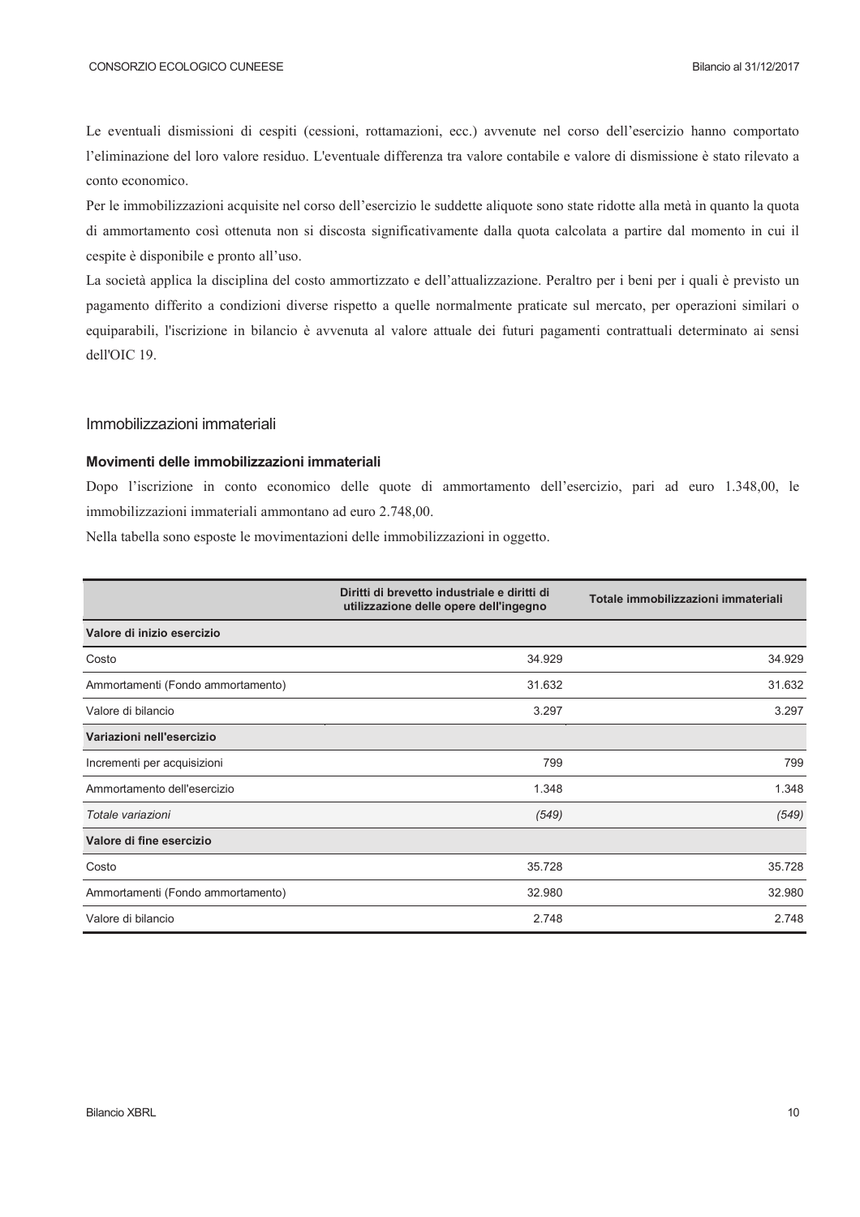Le eventuali dismissioni di cespiti (cessioni, rottamazioni, ecc.) avvenute nel corso dell'esercizio hanno comportato l'eliminazione del loro valore residuo. L'eventuale differenza tra valore contabile e valore di dismissione è stato rilevato a conto economico.

Per le immobilizzazioni acquisite nel corso dell'esercizio le suddette aliquote sono state ridotte alla metà in quanto la quota di ammortamento così ottenuta non si discosta significativamente dalla quota calcolata a partire dal momento in cui il cespite è disponibile e pronto all'uso.

La società applica la disciplina del costo ammortizzato e dell'attualizzazione. Peraltro per i beni per i quali è previsto un pagamento differito a condizioni diverse rispetto a quelle normalmente praticate sul mercato, per operazioni similari o equiparabili, l'iscrizione in bilancio è avvenuta al valore attuale dei futuri pagamenti contrattuali determinato ai sensi dell'OIC 19.

## Immobilizzazioni immateriali

### Movimenti delle immobilizzazioni immateriali

Dopo l'iscrizione in conto economico delle quote di ammortamento dell'esercizio, pari ad euro 1.348,00, le immobilizzazioni immateriali ammontano ad euro 2.748,00.

Nella tabella sono esposte le movimentazioni delle immobilizzazioni in oggetto.

| | Diritti di brevetto industriale e diritti di utilizzazione delle opere dell'ingegno | Totale immobilizzazioni immateriali |
|---|---|---|
| **Valore di inizio esercizio** | | |
| Costo | 34.929 | 34.929 |
| Ammortamenti (Fondo ammortamento) | 31.632 | 31.632 |
| Valore di bilancio | 3.297 | 3.297 |
| **Variazioni nell'esercizio** | | |
| Incrementi per acquisizioni | 799 | 799 |
| Ammortamento dell'esercizio | 1.348 | 1.348 |
| *Totale variazioni* | *(549)* | *(549)* |
| **Valore di fine esercizio** | | |
| Costo | 35.728 | 35.728 |
| Ammortamenti (Fondo ammortamento) | 32.980 | 32.980 |
| Valore di bilancio | 2.748 | 2.748 |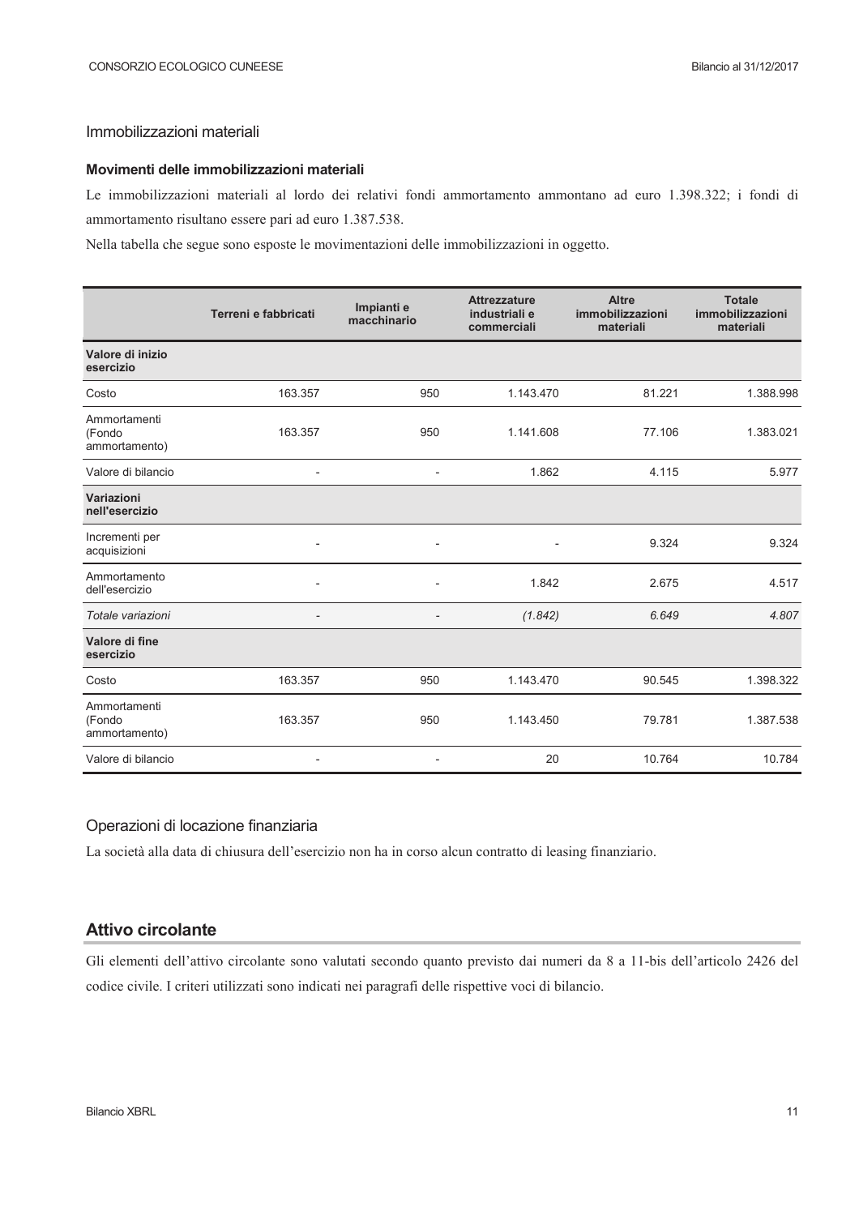## Immobilizzazioni materiali

### Movimenti delle immobilizzazioni materiali

Le immobilizzazioni materiali al lordo dei relativi fondi ammortamento ammontano ad euro 1.398.322; i fondi di ammortamento risultano essere pari ad euro 1.387.538.

Nella tabella che segue sono esposte le movimentazioni delle immobilizzazioni in oggetto.

| | Terreni e fabbricati | Impianti e macchinario | Attrezzature industriali e commerciali | Altre immobilizzazioni materiali | Totale immobilizzazioni materiali |
|---|---|---|---|---|---|
| **Valore di inizio esercizio** | | | | | |
| Costo | 163.357 | 950 | 1.143.470 | 81.221 | 1.388.998 |
| Ammortamenti (Fondo ammortamento) | 163.357 | 950 | 1.141.608 | 77.106 | 1.383.021 |
| Valore di bilancio | - | - | 1.862 | 4.115 | 5.977 |
| **Variazioni nell'esercizio** | | | | | |
| Incrementi per acquisizioni | - | - | - | 9.324 | 9.324 |
| Ammortamento dell'esercizio | - | - | 1.842 | 2.675 | 4.517 |
| *Totale variazioni* | - | - | *(1.842)* | *6.649* | *4.807* |
| **Valore di fine esercizio** | | | | | |
| Costo | 163.357 | 950 | 1.143.470 | 90.545 | 1.398.322 |
| Ammortamenti (Fondo ammortamento) | 163.357 | 950 | 1.143.450 | 79.781 | 1.387.538 |
| Valore di bilancio | - | - | 20 | 10.764 | 10.784 |

## Operazioni di locazione finanziaria

La società alla data di chiusura dell'esercizio non ha in corso alcun contratto di leasing finanziario.

## Attivo circolante

Gli elementi dell'attivo circolante sono valutati secondo quanto previsto dai numeri da 8 a 11-bis dell'articolo 2426 del codice civile. I criteri utilizzati sono indicati nei paragrafi delle rispettive voci di bilancio.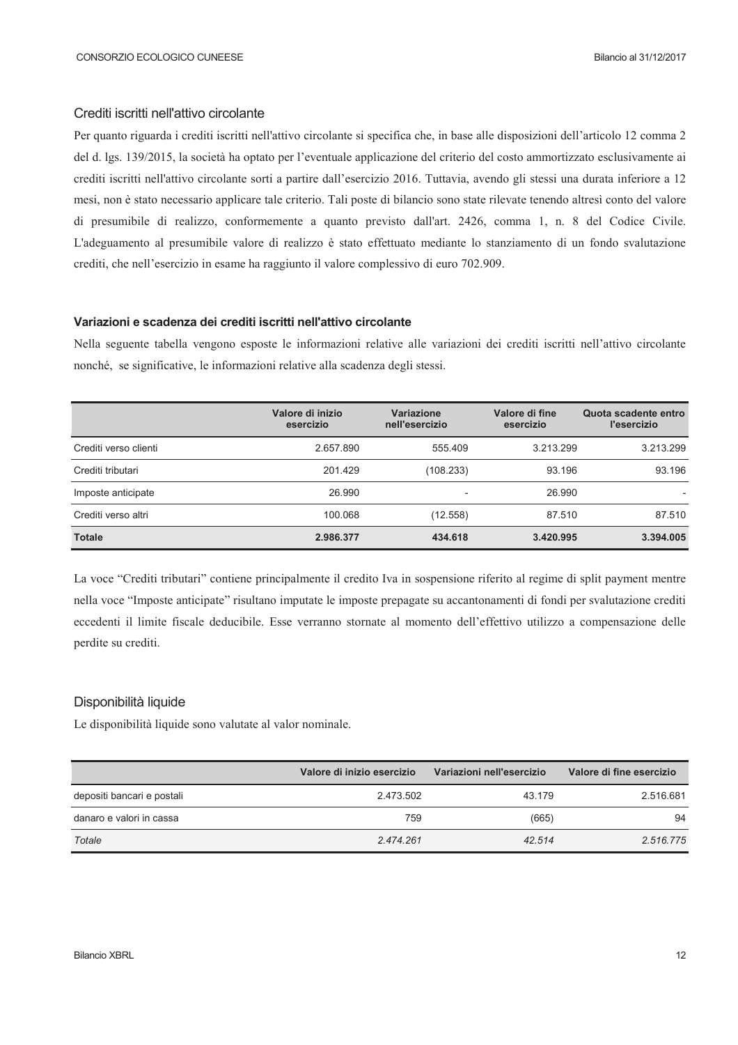### Crediti iscritti nell'attivo circolante

Per quanto riguarda i crediti iscritti nell'attivo circolante si specifica che, in base alle disposizioni dell'articolo 12 comma 2 del d. lgs. 139/2015, la società ha optato per l'eventuale applicazione del criterio del costo ammortizzato esclusivamente ai crediti iscritti nell'attivo circolante sorti a partire dall'esercizio 2016. Tuttavia, avendo gli stessi una durata inferiore a 12 mesi, non è stato necessario applicare tale criterio. Tali poste di bilancio sono state rilevate tenendo altresì conto del valore di presumibile di realizzo, conformemente a quanto previsto dall'art. 2426, comma 1, n. 8 del Codice Civile. L'adeguamento al presumibile valore di realizzo è stato effettuato mediante lo stanziamento di un fondo svalutazione crediti, che nell'esercizio in esame ha raggiunto il valore complessivo di euro 702.909.

#### Variazioni e scadenza dei crediti iscritti nell'attivo circolante

Nella seguente tabella vengono esposte le informazioni relative alle variazioni dei crediti iscritti nell'attivo circolante nonché, se significative, le informazioni relative alla scadenza degli stessi.

| | Valore di inizio esercizio | Variazione nell'esercizio | Valore di fine esercizio | Quota scadente entro l'esercizio |
|---|---|---|---|---|
| Crediti verso clienti | 2.657.890 | 555.409 | 3.213.299 | 3.213.299 |
| Crediti tributari | 201.429 | (108.233) | 93.196 | 93.196 |
| Imposte anticipate | 26.990 | - | 26.990 | - |
| Crediti verso altri | 100.068 | (12.558) | 87.510 | 87.510 |
| **Totale** | **2.986.377** | **434.618** | **3.420.995** | **3.394.005** |

La voce "Crediti tributari" contiene principalmente il credito Iva in sospensione riferito al regime di split payment mentre nella voce "Imposte anticipate" risultano imputate le imposte prepagate su accantonamenti di fondi per svalutazione crediti eccedenti il limite fiscale deducibile. Esse verranno stornate al momento dell'effettivo utilizzo a compensazione delle perdite su crediti.

### Disponibilità liquide

Le disponibilità liquide sono valutate al valor nominale.

| | Valore di inizio esercizio | Variazioni nell'esercizio | Valore di fine esercizio |
|---|---|---|---|
| depositi bancari e postali | 2.473.502 | 43.179 | 2.516.681 |
| danaro e valori in cassa | 759 | (665) | 94 |
| *Totale* | *2.474.261* | *42.514* | *2.516.775* |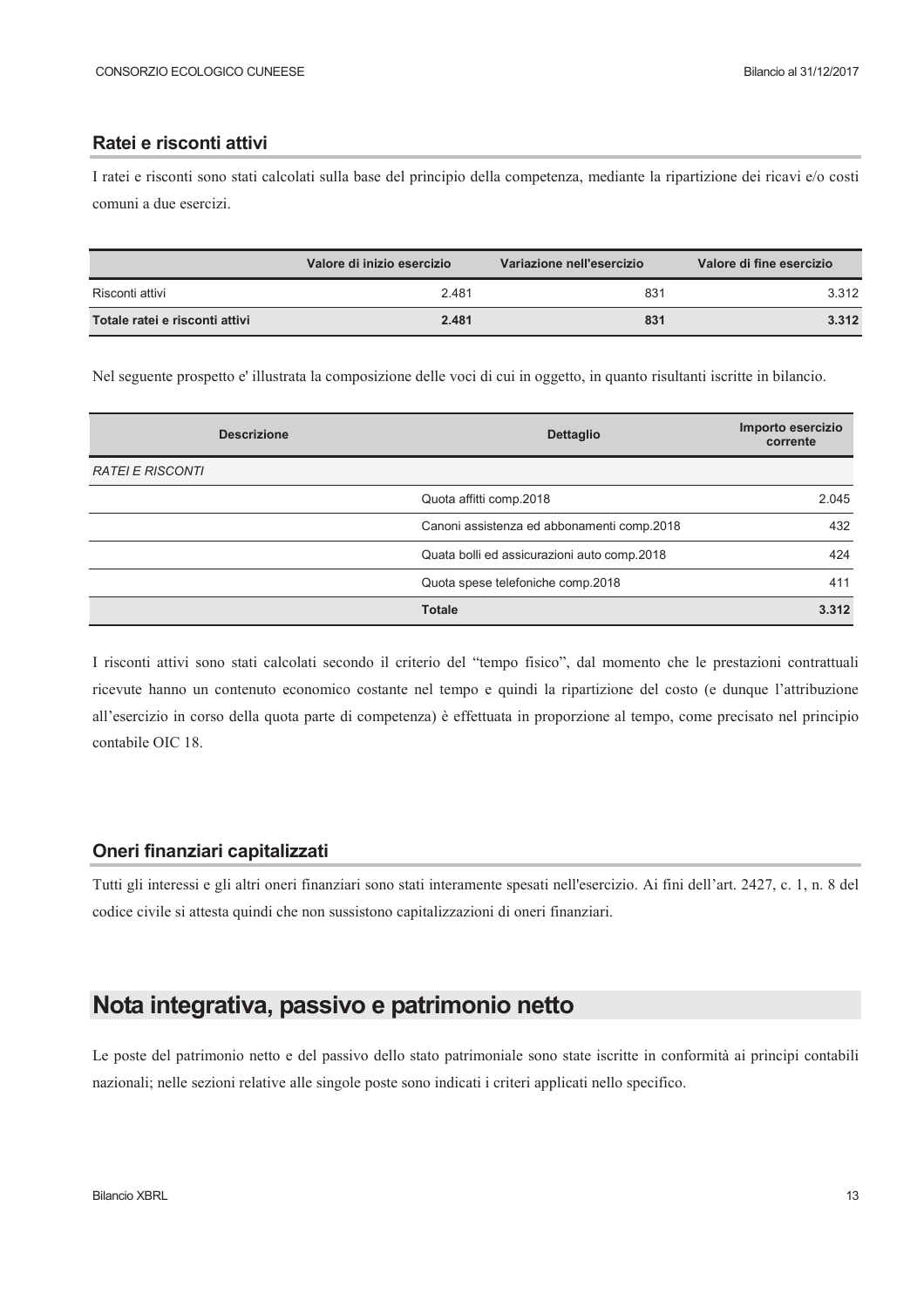## Ratei e risconti attivi

I ratei e risconti sono stati calcolati sulla base del principio della competenza, mediante la ripartizione dei ricavi e/o costi comuni a due esercizi.

| | Valore di inizio esercizio | Variazione nell'esercizio | Valore di fine esercizio |
|---|---|---|---|
| Risconti attivi | 2.481 | 831 | 3.312 |
| **Totale ratei e risconti attivi** | **2.481** | **831** | **3.312** |

Nel seguente prospetto e' illustrata la composizione delle voci di cui in oggetto, in quanto risultanti iscritte in bilancio.

| Descrizione | Dettaglio | Importo esercizio corrente |
|---|---|---|
| *RATEI E RISCONTI* | | |
| | Quota affitti comp.2018 | 2.045 |
| | Canoni assistenza ed abbonamenti comp.2018 | 432 |
| | Quata bolli ed assicurazioni auto comp.2018 | 424 |
| | Quota spese telefoniche comp.2018 | 411 |
| | **Totale** | **3.312** |

I risconti attivi sono stati calcolati secondo il criterio del “tempo fisico”, dal momento che le prestazioni contrattuali ricevute hanno un contenuto economico costante nel tempo e quindi la ripartizione del costo (e dunque l’attribuzione all’esercizio in corso della quota parte di competenza) è effettuata in proporzione al tempo, come precisato nel principio contabile OIC 18.

## Oneri finanziari capitalizzati

Tutti gli interessi e gli altri oneri finanziari sono stati interamente spesati nell'esercizio. Ai fini dell’art. 2427, c. 1, n. 8 del codice civile si attesta quindi che non sussistono capitalizzazioni di oneri finanziari.

# Nota integrativa, passivo e patrimonio netto

Le poste del patrimonio netto e del passivo dello stato patrimoniale sono state iscritte in conformità ai principi contabili nazionali; nelle sezioni relative alle singole poste sono indicati i criteri applicati nello specifico.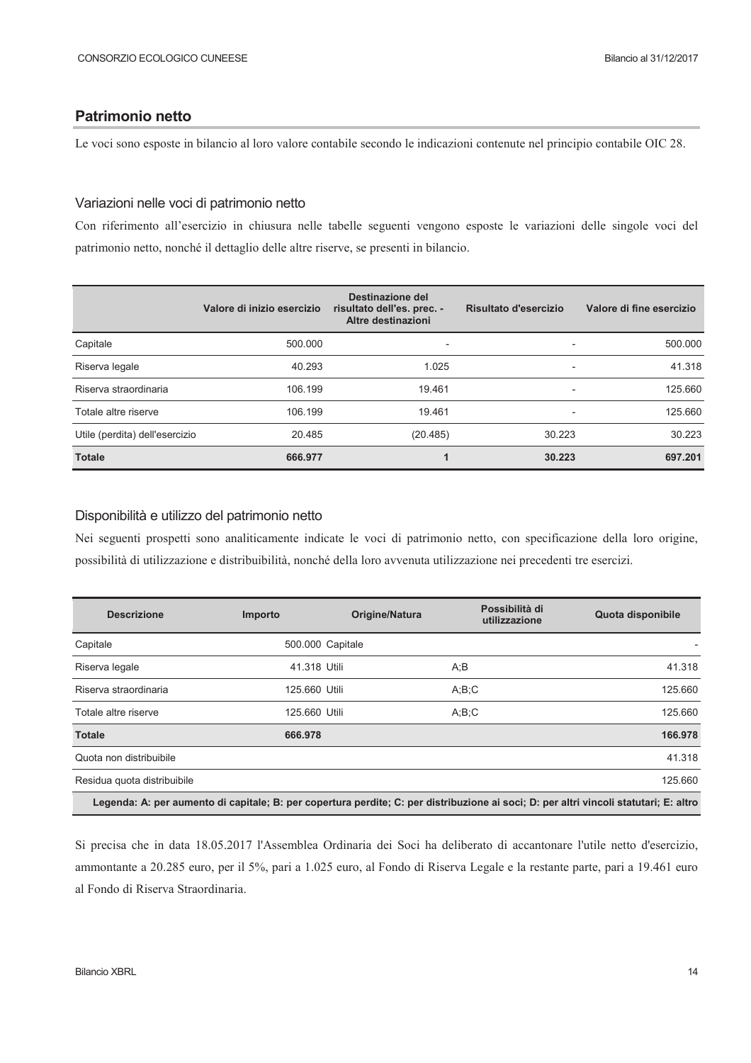## Patrimonio netto

Le voci sono esposte in bilancio al loro valore contabile secondo le indicazioni contenute nel principio contabile OIC 28.

### Variazioni nelle voci di patrimonio netto

Con riferimento all'esercizio in chiusura nelle tabelle seguenti vengono esposte le variazioni delle singole voci del patrimonio netto, nonché il dettaglio delle altre riserve, se presenti in bilancio.

| | Valore di inizio esercizio | Destinazione del risultato dell'es. prec. - Altre destinazioni | Risultato d'esercizio | Valore di fine esercizio |
|---|---|---|---|---|
| Capitale | 500.000 | - | - | 500.000 |
| Riserva legale | 40.293 | 1.025 | - | 41.318 |
| Riserva straordinaria | 106.199 | 19.461 | - | 125.660 |
| Totale altre riserve | 106.199 | 19.461 | - | 125.660 |
| Utile (perdita) dell'esercizio | 20.485 | (20.485) | 30.223 | 30.223 |
| **Totale** | **666.977** | **1** | **30.223** | **697.201** |

### Disponibilità e utilizzo del patrimonio netto

Nei seguenti prospetti sono analiticamente indicate le voci di patrimonio netto, con specificazione della loro origine, possibilità di utilizzazione e distribuibilità, nonché della loro avvenuta utilizzazione nei precedenti tre esercizi.

| Descrizione | Importo | Origine/Natura | Possibilità di utilizzazione | Quota disponibile |
|---|---|---|---|---|
| Capitale | 500.000 | Capitale | | - |
| Riserva legale | 41.318 | Utili | A;B | 41.318 |
| Riserva straordinaria | 125.660 | Utili | A;B;C | 125.660 |
| Totale altre riserve | 125.660 | Utili | A;B;C | 125.660 |
| **Totale** | **666.978** | | | **166.978** |
| Quota non distribuibile | | | | 41.318 |
| Residua quota distribuibile | | | | 125.660 |
| **Legenda: A: per aumento di capitale; B: per copertura perdite; C: per distribuzione ai soci; D: per altri vincoli statutari; E: altro** | | | | |

Si precisa che in data 18.05.2017 l'Assemblea Ordinaria dei Soci ha deliberato di accantonare l'utile netto d'esercizio, ammontante a 20.285 euro, per il 5%, pari a 1.025 euro, al Fondo di Riserva Legale e la restante parte, pari a 19.461 euro al Fondo di Riserva Straordinaria.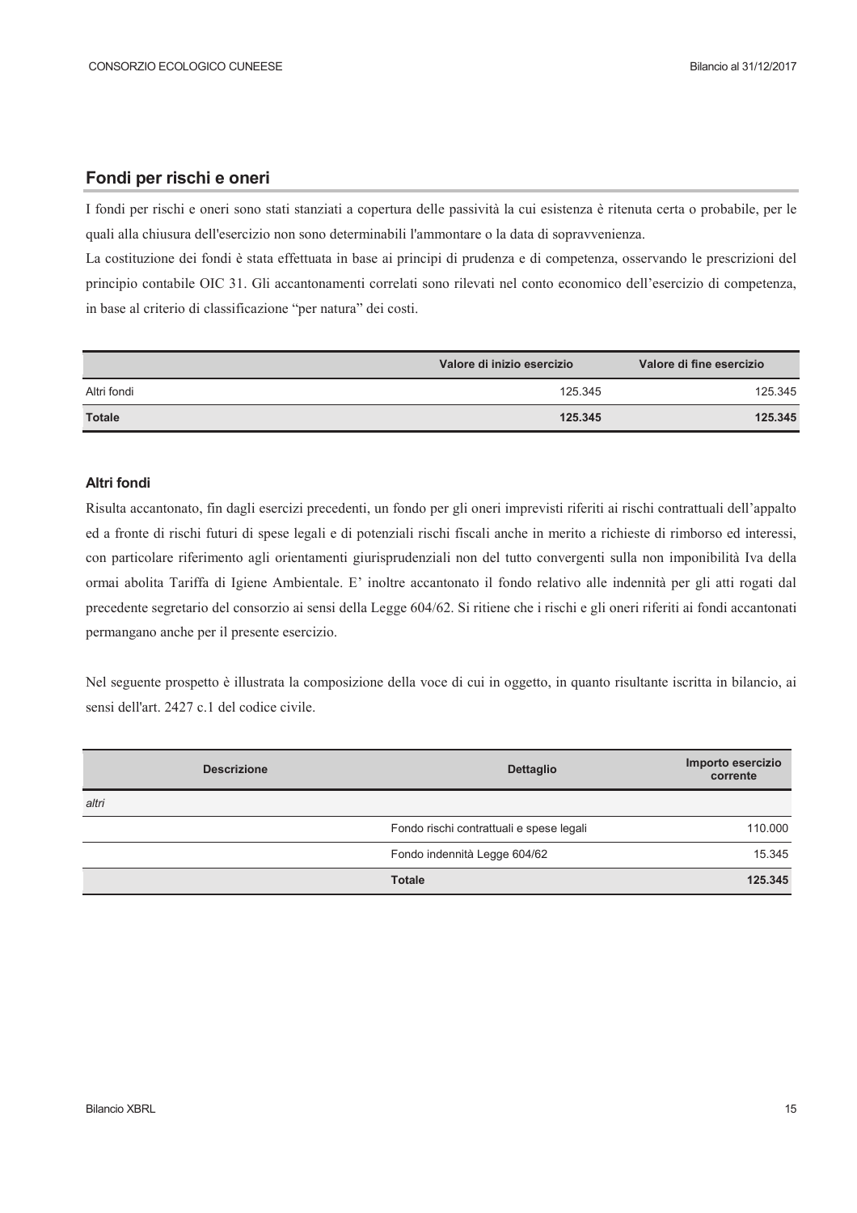## Fondi per rischi e oneri

I fondi per rischi e oneri sono stati stanziati a copertura delle passività la cui esistenza è ritenuta certa o probabile, per le quali alla chiusura dell'esercizio non sono determinabili l'ammontare o la data di sopravvenienza.

La costituzione dei fondi è stata effettuata in base ai principi di prudenza e di competenza, osservando le prescrizioni del principio contabile OIC 31. Gli accantonamenti correlati sono rilevati nel conto economico dell'esercizio di competenza, in base al criterio di classificazione "per natura" dei costi.

| | Valore di inizio esercizio | Valore di fine esercizio |
|---|---|---|
| Altri fondi | 125.345 | 125.345 |
| **Totale** | **125.345** | **125.345** |

### Altri fondi

Risulta accantonato, fin dagli esercizi precedenti, un fondo per gli oneri imprevisti riferiti ai rischi contrattuali dell'appalto ed a fronte di rischi futuri di spese legali e di potenziali rischi fiscali anche in merito a richieste di rimborso ed interessi, con particolare riferimento agli orientamenti giurisprudenziali non del tutto convergenti sulla non imponibilità Iva della ormai abolita Tariffa di Igiene Ambientale. E' inoltre accantonato il fondo relativo alle indennità per gli atti rogati dal precedente segretario del consorzio ai sensi della Legge 604/62. Si ritiene che i rischi e gli oneri riferiti ai fondi accantonati permangano anche per il presente esercizio.

Nel seguente prospetto è illustrata la composizione della voce di cui in oggetto, in quanto risultante iscritta in bilancio, ai sensi dell'art. 2427 c.1 del codice civile.

| Descrizione | Dettaglio | Importo esercizio corrente |
|---|---|---|
| *altri* | | |
| | Fondo rischi contrattuali e spese legali | 110.000 |
| | Fondo indennità Legge 604/62 | 15.345 |
| | **Totale** | **125.345** |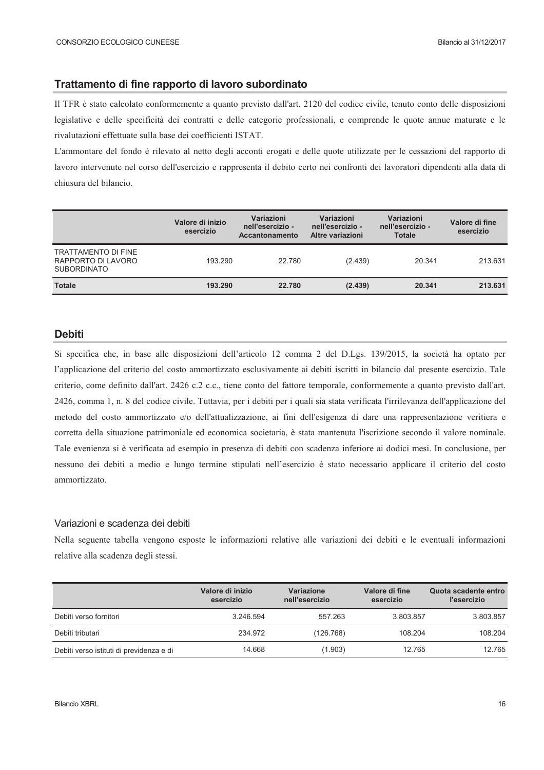## Trattamento di fine rapporto di lavoro subordinato

Il TFR è stato calcolato conformemente a quanto previsto dall'art. 2120 del codice civile, tenuto conto delle disposizioni legislative e delle specificità dei contratti e delle categorie professionali, e comprende le quote annue maturate e le rivalutazioni effettuate sulla base dei coefficienti ISTAT.

L'ammontare del fondo è rilevato al netto degli acconti erogati e delle quote utilizzate per le cessazioni del rapporto di lavoro intervenute nel corso dell'esercizio e rappresenta il debito certo nei confronti dei lavoratori dipendenti alla data di chiusura del bilancio.

| | Valore di inizio esercizio | Variazioni nell'esercizio - Accantonamento | Variazioni nell'esercizio - Altre variazioni | Variazioni nell'esercizio - Totale | Valore di fine esercizio |
|---|---|---|---|---|---|
| TRATTAMENTO DI FINE RAPPORTO DI LAVORO SUBORDINATO | 193.290 | 22.780 | (2.439) | 20.341 | 213.631 |
| **Totale** | **193.290** | **22.780** | **(2.439)** | **20.341** | **213.631** |

## Debiti

Si specifica che, in base alle disposizioni dell'articolo 12 comma 2 del D.Lgs. 139/2015, la società ha optato per l'applicazione del criterio del costo ammortizzato esclusivamente ai debiti iscritti in bilancio dal presente esercizio. Tale criterio, come definito dall'art. 2426 c.2 c.c., tiene conto del fattore temporale, conformemente a quanto previsto dall'art. 2426, comma 1, n. 8 del codice civile. Tuttavia, per i debiti per i quali sia stata verificata l'irrilevanza dell'applicazione del metodo del costo ammortizzato e/o dell'attualizzazione, ai fini dell'esigenza di dare una rappresentazione veritiera e corretta della situazione patrimoniale ed economica societaria, è stata mantenuta l'iscrizione secondo il valore nominale. Tale evenienza si è verificata ad esempio in presenza di debiti con scadenza inferiore ai dodici mesi. In conclusione, per nessuno dei debiti a medio e lungo termine stipulati nell'esercizio è stato necessario applicare il criterio del costo ammortizzato.

### Variazioni e scadenza dei debiti

Nella seguente tabella vengono esposte le informazioni relative alle variazioni dei debiti e le eventuali informazioni relative alla scadenza degli stessi.

| | Valore di inizio esercizio | Variazione nell'esercizio | Valore di fine esercizio | Quota scadente entro l'esercizio |
|---|---|---|---|---|
| Debiti verso fornitori | 3.246.594 | 557.263 | 3.803.857 | 3.803.857 |
| Debiti tributari | 234.972 | (126.768) | 108.204 | 108.204 |
| Debiti verso istituti di previdenza e di | 14.668 | (1.903) | 12.765 | 12.765 |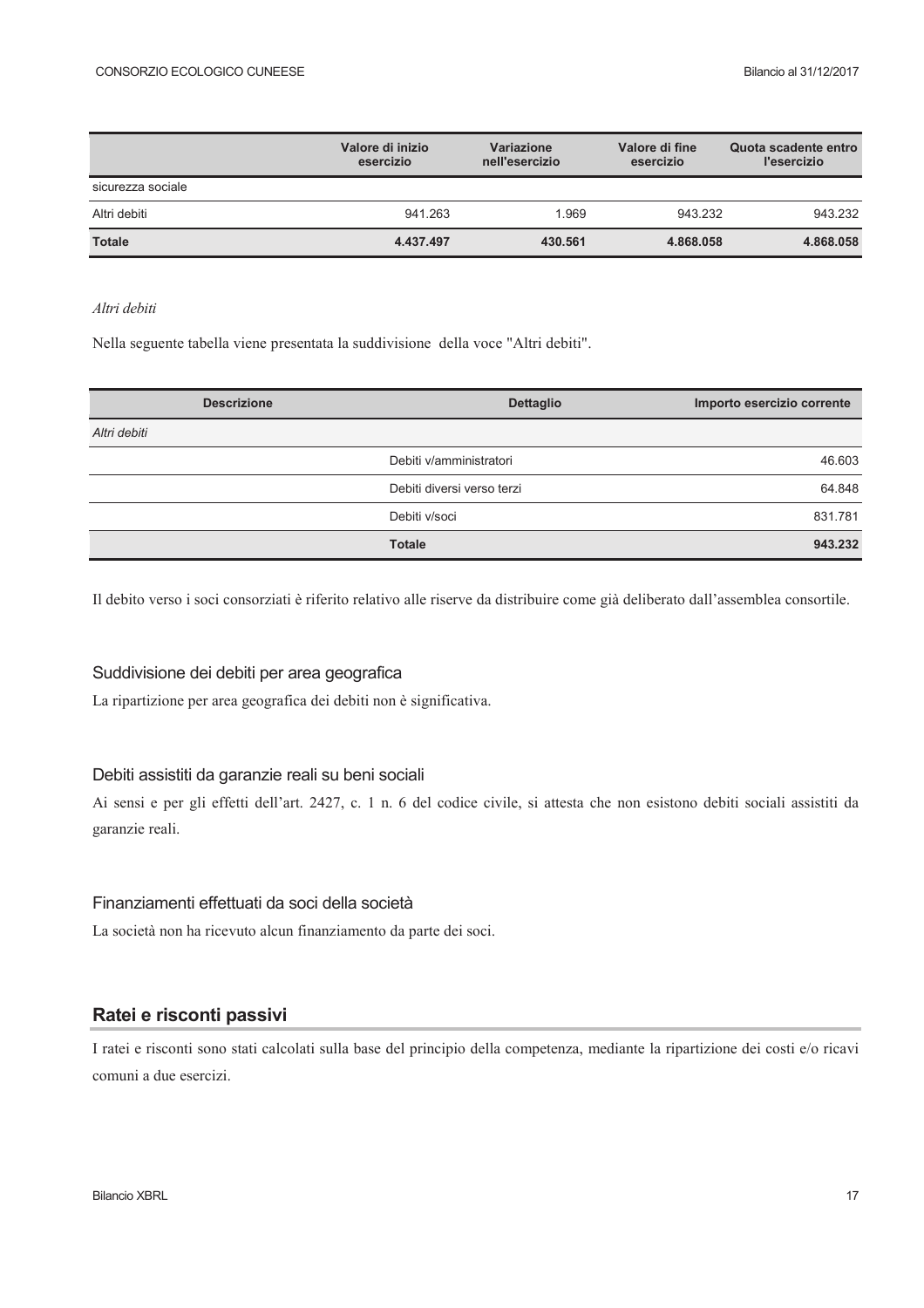| | Valore di inizio esercizio | Variazione nell'esercizio | Valore di fine esercizio | Quota scadente entro l'esercizio |
|---|---|---|---|---|
| sicurezza sociale | | | | |
| Altri debiti | 941.263 | 1.969 | 943.232 | 943.232 |
| **Totale** | **4.437.497** | **430.561** | **4.868.058** | **4.868.058** |

*Altri debiti*

Nella seguente tabella viene presentata la suddivisione della voce "Altri debiti".

| Descrizione | Dettaglio | Importo esercizio corrente |
|---|---|---|
| *Altri debiti* | | |
| | Debiti v/amministratori | 46.603 |
| | Debiti diversi verso terzi | 64.848 |
| | Debiti v/soci | 831.781 |
| | **Totale** | **943.232** |

Il debito verso i soci consorziati è riferito relativo alle riserve da distribuire come già deliberato dall'assemblea consortile.

### Suddivisione dei debiti per area geografica

La ripartizione per area geografica dei debiti non è significativa.

### Debiti assistiti da garanzie reali su beni sociali

Ai sensi e per gli effetti dell'art. 2427, c. 1 n. 6 del codice civile, si attesta che non esistono debiti sociali assistiti da garanzie reali.

### Finanziamenti effettuati da soci della società

La società non ha ricevuto alcun finanziamento da parte dei soci.

## Ratei e risconti passivi

I ratei e risconti sono stati calcolati sulla base del principio della competenza, mediante la ripartizione dei costi e/o ricavi comuni a due esercizi.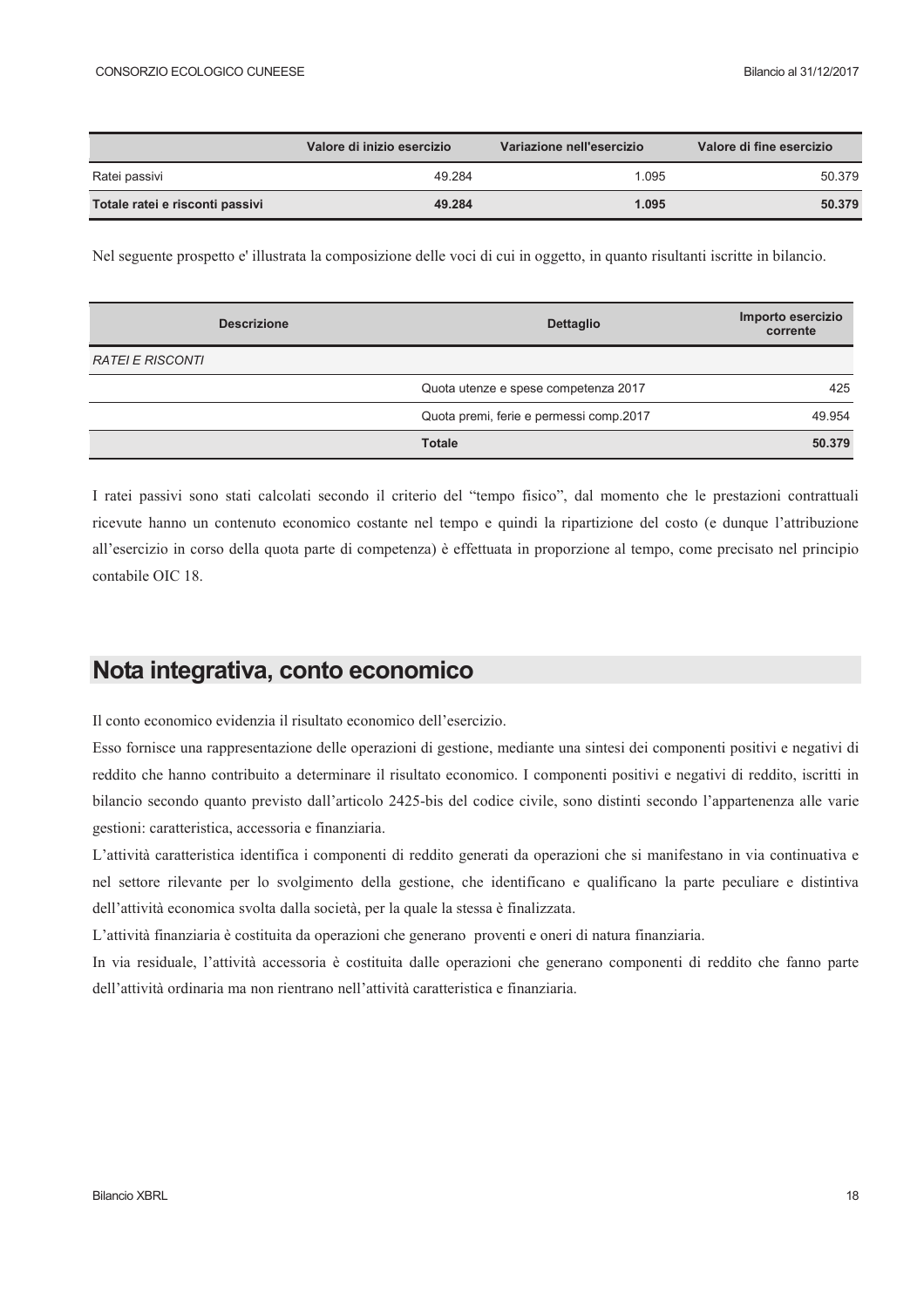| | Valore di inizio esercizio | Variazione nell'esercizio | Valore di fine esercizio |
|---|---|---|---|
| Ratei passivi | 49.284 | 1.095 | 50.379 |
| **Totale ratei e risconti passivi** | **49.284** | **1.095** | **50.379** |

Nel seguente prospetto e' illustrata la composizione delle voci di cui in oggetto, in quanto risultanti iscritte in bilancio.

| Descrizione | Dettaglio | Importo esercizio corrente |
|---|---|---|
| *RATEI E RISCONTI* | | |
| | Quota utenze e spese competenza 2017 | 425 |
| | Quota premi, ferie e permessi comp.2017 | 49.954 |
| | **Totale** | **50.379** |

I ratei passivi sono stati calcolati secondo il criterio del “tempo fisico”, dal momento che le prestazioni contrattuali ricevute hanno un contenuto economico costante nel tempo e quindi la ripartizione del costo (e dunque l’attribuzione all’esercizio in corso della quota parte di competenza) è effettuata in proporzione al tempo, come precisato nel principio contabile OIC 18.

# Nota integrativa, conto economico

Il conto economico evidenzia il risultato economico dell’esercizio.

Esso fornisce una rappresentazione delle operazioni di gestione, mediante una sintesi dei componenti positivi e negativi di reddito che hanno contribuito a determinare il risultato economico. I componenti positivi e negativi di reddito, iscritti in bilancio secondo quanto previsto dall’articolo 2425-bis del codice civile, sono distinti secondo l’appartenenza alle varie gestioni: caratteristica, accessoria e finanziaria.

L’attività caratteristica identifica i componenti di reddito generati da operazioni che si manifestano in via continuativa e nel settore rilevante per lo svolgimento della gestione, che identificano e qualificano la parte peculiare e distintiva dell’attività economica svolta dalla società, per la quale la stessa è finalizzata.

L’attività finanziaria è costituita da operazioni che generano proventi e oneri di natura finanziaria.

In via residuale, l’attività accessoria è costituita dalle operazioni che generano componenti di reddito che fanno parte dell’attività ordinaria ma non rientrano nell’attività caratteristica e finanziaria.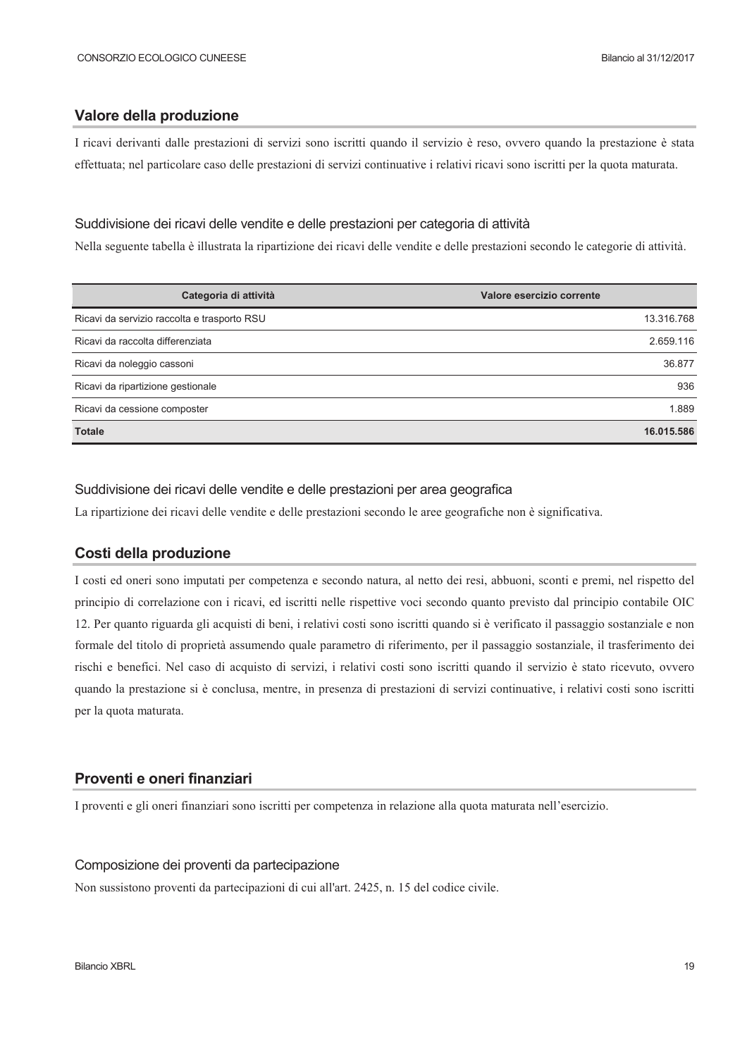## Valore della produzione

I ricavi derivanti dalle prestazioni di servizi sono iscritti quando il servizio è reso, ovvero quando la prestazione è stata effettuata; nel particolare caso delle prestazioni di servizi continuative i relativi ricavi sono iscritti per la quota maturata.

### Suddivisione dei ricavi delle vendite e delle prestazioni per categoria di attività

Nella seguente tabella è illustrata la ripartizione dei ricavi delle vendite e delle prestazioni secondo le categorie di attività.

| Categoria di attività | Valore esercizio corrente |
|---|---|
| Ricavi da servizio raccolta e trasporto RSU | 13.316.768 |
| Ricavi da raccolta differenziata | 2.659.116 |
| Ricavi da noleggio cassoni | 36.877 |
| Ricavi da ripartizione gestionale | 936 |
| Ricavi da cessione composter | 1.889 |
| **Totale** | **16.015.586** |

### Suddivisione dei ricavi delle vendite e delle prestazioni per area geografica

La ripartizione dei ricavi delle vendite e delle prestazioni secondo le aree geografiche non è significativa.

## Costi della produzione

I costi ed oneri sono imputati per competenza e secondo natura, al netto dei resi, abbuoni, sconti e premi, nel rispetto del principio di correlazione con i ricavi, ed iscritti nelle rispettive voci secondo quanto previsto dal principio contabile OIC 12. Per quanto riguarda gli acquisti di beni, i relativi costi sono iscritti quando si è verificato il passaggio sostanziale e non formale del titolo di proprietà assumendo quale parametro di riferimento, per il passaggio sostanziale, il trasferimento dei rischi e benefici. Nel caso di acquisto di servizi, i relativi costi sono iscritti quando il servizio è stato ricevuto, ovvero quando la prestazione si è conclusa, mentre, in presenza di prestazioni di servizi continuative, i relativi costi sono iscritti per la quota maturata.

## Proventi e oneri finanziari

I proventi e gli oneri finanziari sono iscritti per competenza in relazione alla quota maturata nell'esercizio.

### Composizione dei proventi da partecipazione

Non sussistono proventi da partecipazioni di cui all'art. 2425, n. 15 del codice civile.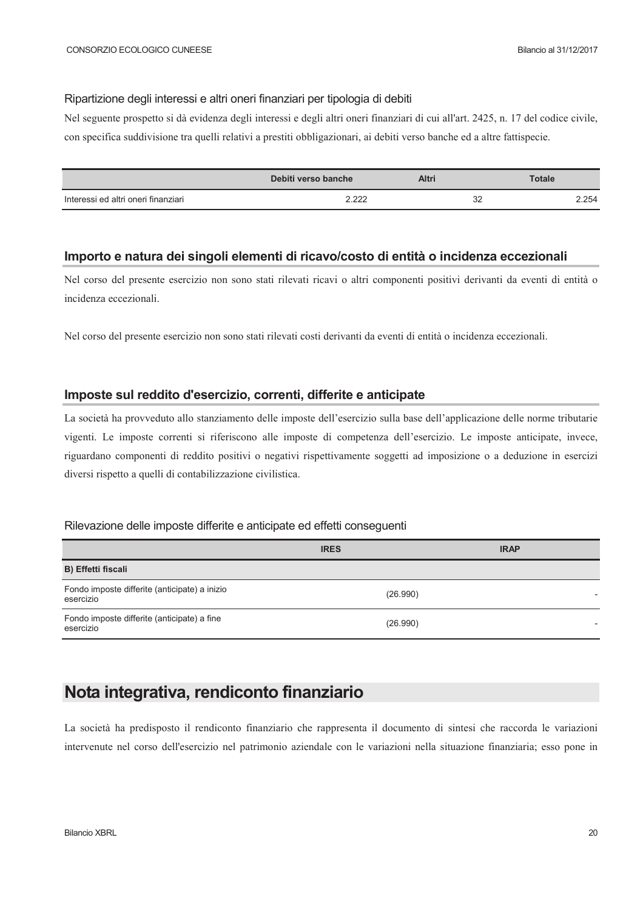Ripartizione degli interessi e altri oneri finanziari per tipologia di debiti

Nel seguente prospetto si dà evidenza degli interessi e degli altri oneri finanziari di cui all'art. 2425, n. 17 del codice civile, con specifica suddivisione tra quelli relativi a prestiti obbligazionari, ai debiti verso banche ed a altre fattispecie.

| | Debiti verso banche | Altri | Totale |
|---|---|---|---|
| Interessi ed altri oneri finanziari | 2.222 | 32 | 2.254 |

## Importo e natura dei singoli elementi di ricavo/costo di entità o incidenza eccezionali

Nel corso del presente esercizio non sono stati rilevati ricavi o altri componenti positivi derivanti da eventi di entità o incidenza eccezionali.

Nel corso del presente esercizio non sono stati rilevati costi derivanti da eventi di entità o incidenza eccezionali.

## Imposte sul reddito d'esercizio, correnti, differite e anticipate

La società ha provveduto allo stanziamento delle imposte dell'esercizio sulla base dell'applicazione delle norme tributarie vigenti. Le imposte correnti si riferiscono alle imposte di competenza dell'esercizio. Le imposte anticipate, invece, riguardano componenti di reddito positivi o negativi rispettivamente soggetti ad imposizione o a deduzione in esercizi diversi rispetto a quelli di contabilizzazione civilistica.

Rilevazione delle imposte differite e anticipate ed effetti conseguenti

| | IRES | IRAP |
|---|---|---|
| **B) Effetti fiscali** | | |
| Fondo imposte differite (anticipate) a inizio esercizio | (26.990) | - |
| Fondo imposte differite (anticipate) a fine esercizio | (26.990) | - |

# Nota integrativa, rendiconto finanziario

La società ha predisposto il rendiconto finanziario che rappresenta il documento di sintesi che raccorda le variazioni intervenute nel corso dell'esercizio nel patrimonio aziendale con le variazioni nella situazione finanziaria; esso pone in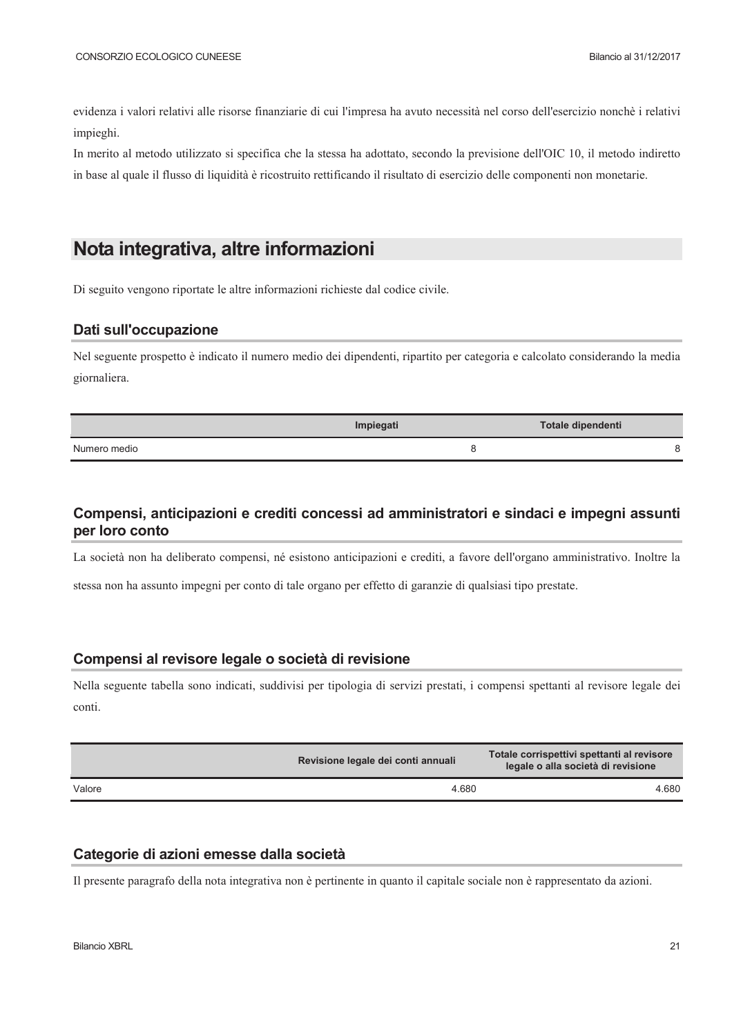evidenza i valori relativi alle risorse finanziarie di cui l'impresa ha avuto necessità nel corso dell'esercizio nonchè i relativi impieghi.

In merito al metodo utilizzato si specifica che la stessa ha adottato, secondo la previsione dell'OIC 10, il metodo indiretto in base al quale il flusso di liquidità è ricostruito rettificando il risultato di esercizio delle componenti non monetarie.

# Nota integrativa, altre informazioni

Di seguito vengono riportate le altre informazioni richieste dal codice civile.

## Dati sull'occupazione

Nel seguente prospetto è indicato il numero medio dei dipendenti, ripartito per categoria e calcolato considerando la media giornaliera.

| | Impiegati | Totale dipendenti |
|---|---|---|
| Numero medio | 8 | 8 |

## Compensi, anticipazioni e crediti concessi ad amministratori e sindaci e impegni assunti per loro conto

La società non ha deliberato compensi, né esistono anticipazioni e crediti, a favore dell'organo amministrativo. Inoltre la stessa non ha assunto impegni per conto di tale organo per effetto di garanzie di qualsiasi tipo prestate.

## Compensi al revisore legale o società di revisione

Nella seguente tabella sono indicati, suddivisi per tipologia di servizi prestati, i compensi spettanti al revisore legale dei conti.

| | Revisione legale dei conti annuali | Totale corrispettivi spettanti al revisore legale o alla società di revisione |
|---|---|---|
| Valore | 4.680 | 4.680 |

## Categorie di azioni emesse dalla società

Il presente paragrafo della nota integrativa non è pertinente in quanto il capitale sociale non è rappresentato da azioni.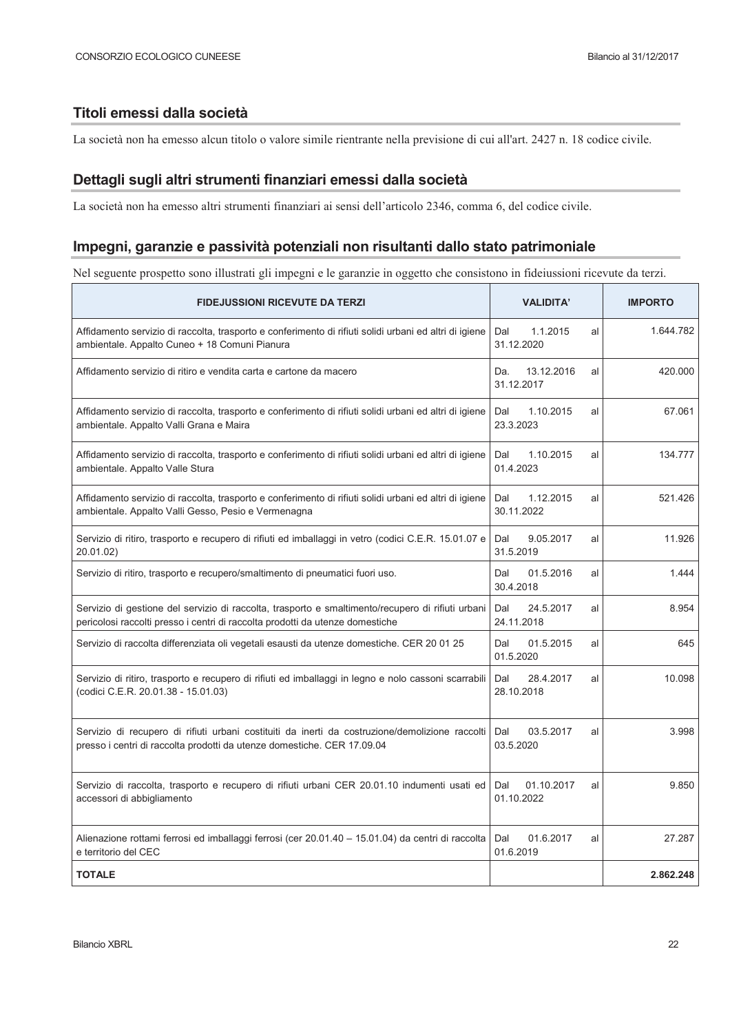## Titoli emessi dalla società

La società non ha emesso alcun titolo o valore simile rientrante nella previsione di cui all'art. 2427 n. 18 codice civile.

## Dettagli sugli altri strumenti finanziari emessi dalla società

La società non ha emesso altri strumenti finanziari ai sensi dell'articolo 2346, comma 6, del codice civile.

## Impegni, garanzie e passività potenziali non risultanti dallo stato patrimoniale

Nel seguente prospetto sono illustrati gli impegni e le garanzie in oggetto che consistono in fideiussioni ricevute da terzi.

| FIDEJUSSIONI RICEVUTE DA TERZI | VALIDITA' | IMPORTO |
|---|---|---|
| Affidamento servizio di raccolta, trasporto e conferimento di rifiuti solidi urbani ed altri di igiene ambientale. Appalto Cuneo + 18 Comuni Pianura | Dal 1.1.2015 al 31.12.2020 | 1.644.782 |
| Affidamento servizio di ritiro e vendita carta e cartone da macero | Da. 13.12.2016 al 31.12.2017 | 420.000 |
| Affidamento servizio di raccolta, trasporto e conferimento di rifiuti solidi urbani ed altri di igiene ambientale. Appalto Valli Grana e Maira | Dal 1.10.2015 al 23.3.2023 | 67.061 |
| Affidamento servizio di raccolta, trasporto e conferimento di rifiuti solidi urbani ed altri di igiene ambientale. Appalto Valle Stura | Dal 1.10.2015 al 01.4.2023 | 134.777 |
| Affidamento servizio di raccolta, trasporto e conferimento di rifiuti solidi urbani ed altri di igiene ambientale. Appalto Valli Gesso, Pesio e Vermenagna | Dal 1.12.2015 al 30.11.2022 | 521.426 |
| Servizio di ritiro, trasporto e recupero di rifiuti ed imballaggi in vetro (codici C.E.R. 15.01.07 e 20.01.02) | Dal 9.05.2017 al 31.5.2019 | 11.926 |
| Servizio di ritiro, trasporto e recupero/smaltimento di pneumatici fuori uso. | Dal 01.5.2016 al 30.4.2018 | 1.444 |
| Servizio di gestione del servizio di raccolta, trasporto e smaltimento/recupero di rifiuti urbani pericolosi raccolti presso i centri di raccolta prodotti da utenze domestiche | Dal 24.5.2017 al 24.11.2018 | 8.954 |
| Servizio di raccolta differenziata oli vegetali esausti da utenze domestiche. CER 20 01 25 | Dal 01.5.2015 al 01.5.2020 | 645 |
| Servizio di ritiro, trasporto e recupero di rifiuti ed imballaggi in legno e nolo cassoni scarrabili (codici C.E.R. 20.01.38 - 15.01.03) | Dal 28.4.2017 al 28.10.2018 | 10.098 |
| Servizio di recupero di rifiuti urbani costituiti da inerti da costruzione/demolizione raccolti presso i centri di raccolta prodotti da utenze domestiche. CER 17.09.04 | Dal 03.5.2017 al 03.5.2020 | 3.998 |
| Servizio di raccolta, trasporto e recupero di rifiuti urbani CER 20.01.10 indumenti usati ed accessori di abbigliamento | Dal 01.10.2017 al 01.10.2022 | 9.850 |
| Alienazione rottami ferrosi ed imballaggi ferrosi (cer 20.01.40 – 15.01.04) da centri di raccolta e territorio del CEC | Dal 01.6.2017 al 01.6.2019 | 27.287 |
| **TOTALE** | | **2.862.248** |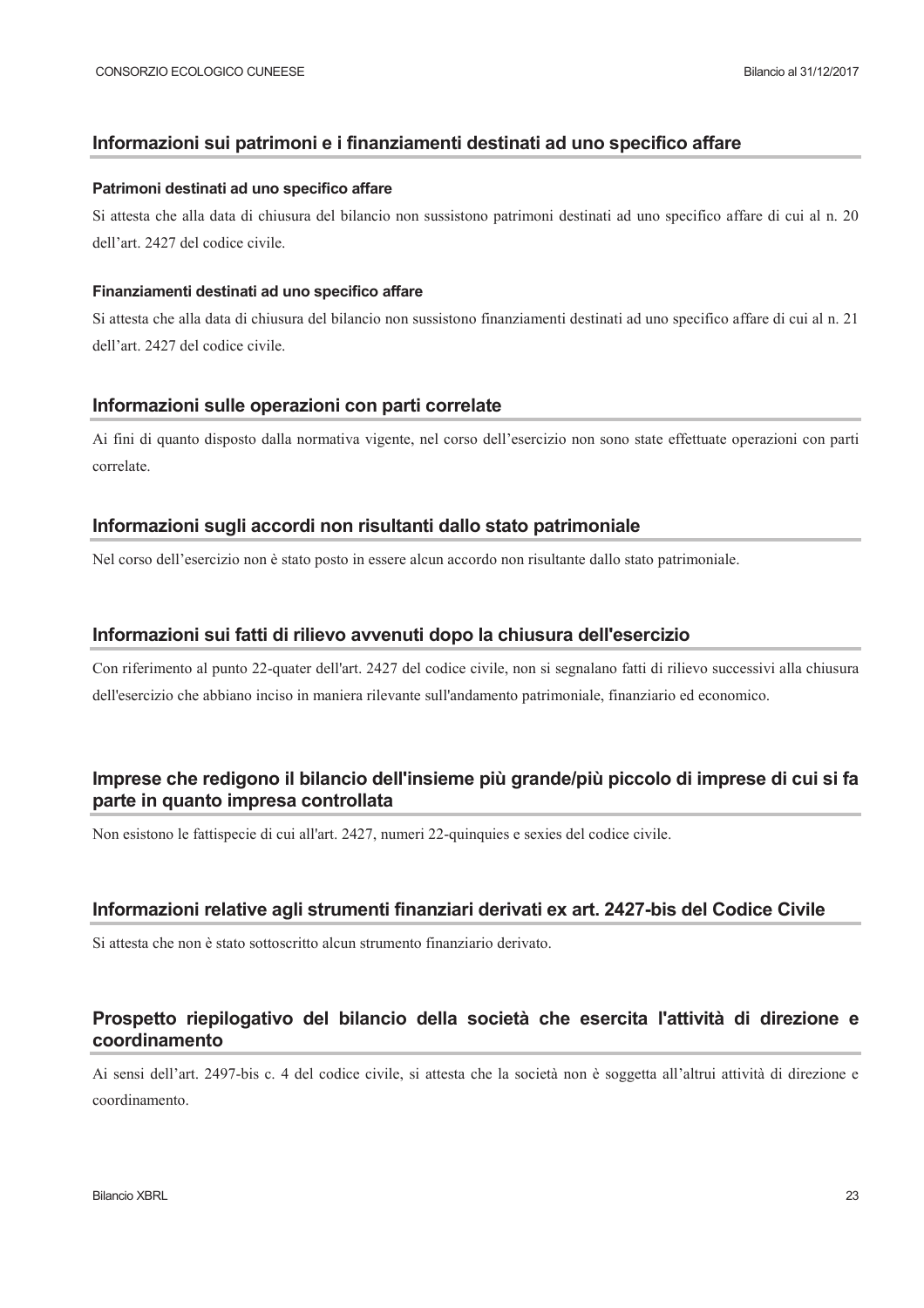## Informazioni sui patrimoni e i finanziamenti destinati ad uno specifico affare

### Patrimoni destinati ad uno specifico affare

Si attesta che alla data di chiusura del bilancio non sussistono patrimoni destinati ad uno specifico affare di cui al n. 20 dell'art. 2427 del codice civile.

### Finanziamenti destinati ad uno specifico affare

Si attesta che alla data di chiusura del bilancio non sussistono finanziamenti destinati ad uno specifico affare di cui al n. 21 dell'art. 2427 del codice civile.

## Informazioni sulle operazioni con parti correlate

Ai fini di quanto disposto dalla normativa vigente, nel corso dell'esercizio non sono state effettuate operazioni con parti correlate.

## Informazioni sugli accordi non risultanti dallo stato patrimoniale

Nel corso dell'esercizio non è stato posto in essere alcun accordo non risultante dallo stato patrimoniale.

## Informazioni sui fatti di rilievo avvenuti dopo la chiusura dell'esercizio

Con riferimento al punto 22-quater dell'art. 2427 del codice civile, non si segnalano fatti di rilievo successivi alla chiusura dell'esercizio che abbiano inciso in maniera rilevante sull'andamento patrimoniale, finanziario ed economico.

## Imprese che redigono il bilancio dell'insieme più grande/più piccolo di imprese di cui si fa parte in quanto impresa controllata

Non esistono le fattispecie di cui all'art. 2427, numeri 22-quinquies e sexies del codice civile.

## Informazioni relative agli strumenti finanziari derivati ex art. 2427-bis del Codice Civile

Si attesta che non è stato sottoscritto alcun strumento finanziario derivato.

## Prospetto riepilogativo del bilancio della società che esercita l'attività di direzione e coordinamento

Ai sensi dell'art. 2497-bis c. 4 del codice civile, si attesta che la società non è soggetta all'altrui attività di direzione e coordinamento.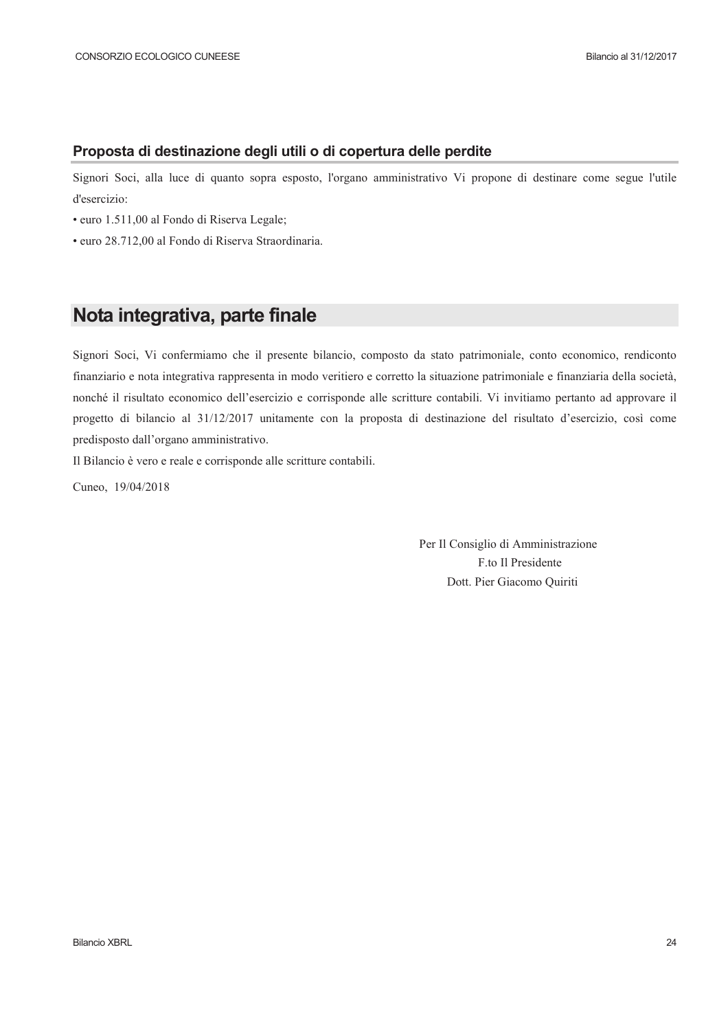### Proposta di destinazione degli utili o di copertura delle perdite

Signori Soci, alla luce di quanto sopra esposto, l'organo amministrativo Vi propone di destinare come segue l'utile d'esercizio:

- euro 1.511,00 al Fondo di Riserva Legale;
- euro 28.712,00 al Fondo di Riserva Straordinaria.

## Nota integrativa, parte finale

Signori Soci, Vi confermiamo che il presente bilancio, composto da stato patrimoniale, conto economico, rendiconto finanziario e nota integrativa rappresenta in modo veritiero e corretto la situazione patrimoniale e finanziaria della società, nonché il risultato economico dell'esercizio e corrisponde alle scritture contabili. Vi invitiamo pertanto ad approvare il progetto di bilancio al 31/12/2017 unitamente con la proposta di destinazione del risultato d'esercizio, così come predisposto dall'organo amministrativo.

Il Bilancio è vero e reale e corrisponde alle scritture contabili.

Cuneo, 19/04/2018

Per Il Consiglio di Amministrazione
F.to Il Presidente
Dott. Pier Giacomo Quiriti